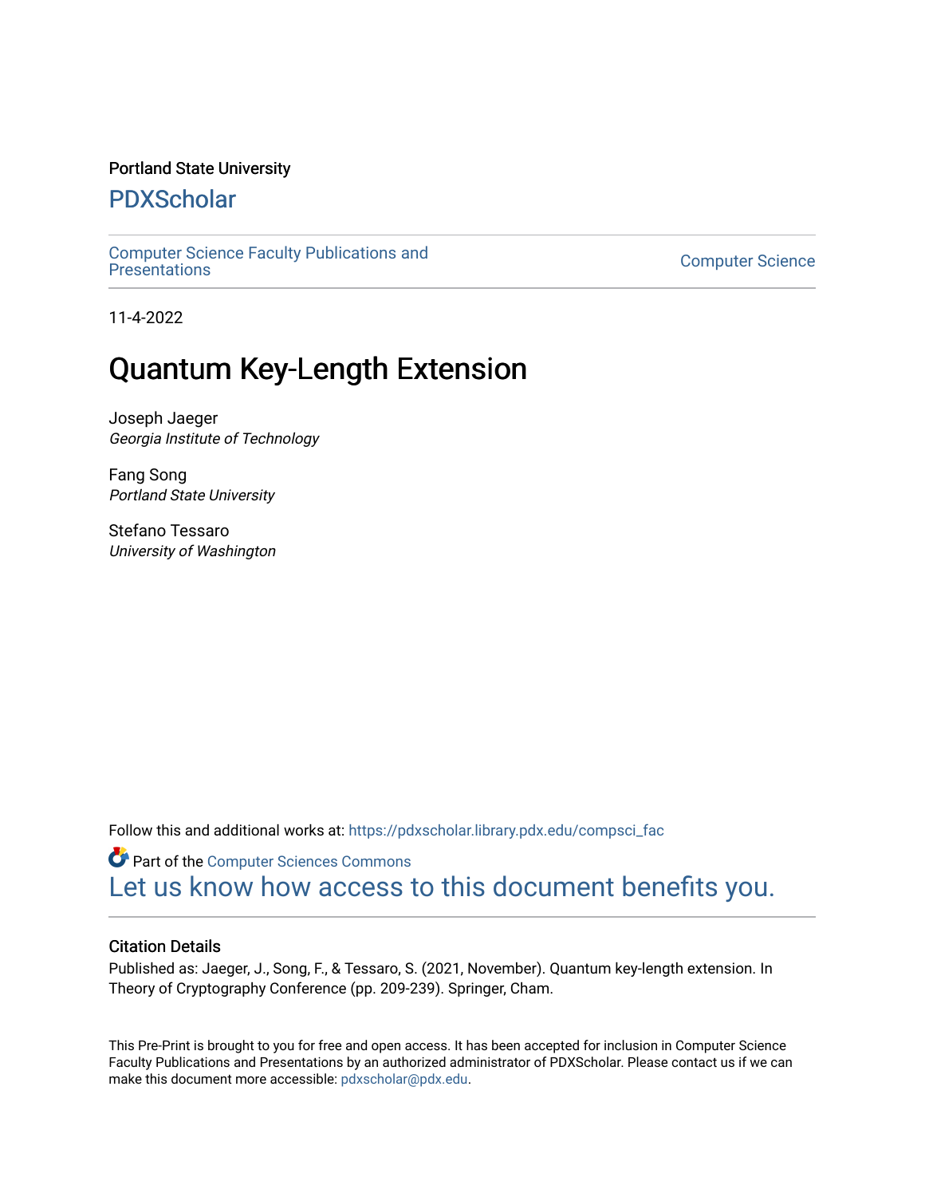Portland State University

# PDXScholar

Computer Science Faculty Publications and Presentations

Computer Science

11-4-2022

# Quantum Key-Length Extension

Joseph Jaeger
*Georgia Institute of Technology*

Fang Song
*Portland State University*

Stefano Tessaro
*University of Washington*

Follow this and additional works at: https://pdxscholar.library.pdx.edu/compsci_fac

Part of the Computer Sciences Commons

Let us know how access to this document benefits you.

## Citation Details

Published as: Jaeger, J., Song, F., & Tessaro, S. (2021, November). Quantum key-length extension. In Theory of Cryptography Conference (pp. 209-239). Springer, Cham.

This Pre-Print is brought to you for free and open access. It has been accepted for inclusion in Computer Science Faculty Publications and Presentations by an authorized administrator of PDXScholar. Please contact us if we can make this document more accessible: pdxscholar@pdx.edu.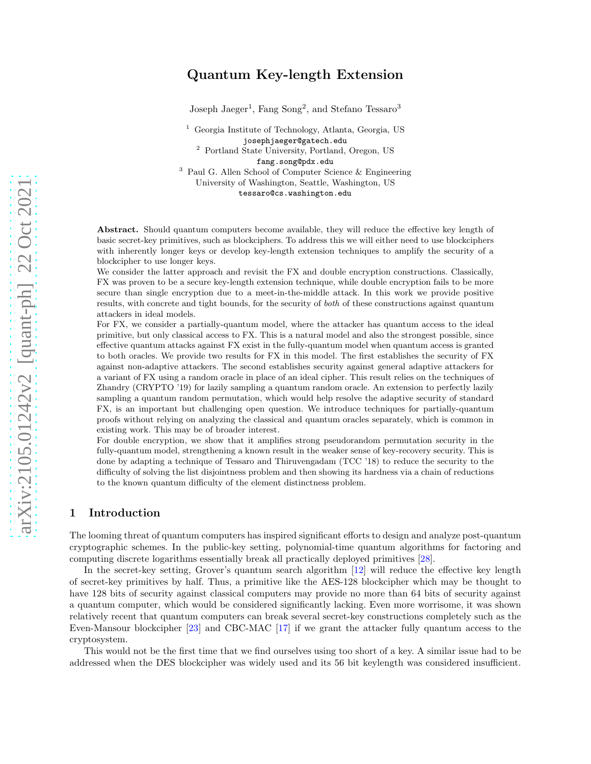# Quantum Key-length Extension

Joseph Jaeger[1], Fang Song[2], and Stefano Tessaro[3]

[1] Georgia Institute of Technology, Atlanta, Georgia, US
josephjaeger@gatech.edu

[2] Portland State University, Portland, Oregon, US
fang.song@pdx.edu

[3] Paul G. Allen School of Computer Science & Engineering
University of Washington, Seattle, Washington, US
tessaro@cs.washington.edu

**Abstract.** Should quantum computers become available, they will reduce the effective key length of basic secret-key primitives, such as blockciphers. To address this we will either need to use blockciphers with inherently longer keys or develop key-length extension techniques to amplify the security of a blockcipher to use longer keys.

We consider the latter approach and revisit the FX and double encryption constructions. Classically, FX was proven to be a secure key-length extension technique, while double encryption fails to be more secure than single encryption due to a meet-in-the-middle attack. In this work we provide positive results, with concrete and tight bounds, for the security of *both* of these constructions against quantum attackers in ideal models.

For FX, we consider a partially-quantum model, where the attacker has quantum access to the ideal primitive, but only classical access to FX. This is a natural model and also the strongest possible, since effective quantum attacks against FX exist in the fully-quantum model when quantum access is granted to both oracles. We provide two results for FX in this model. The first establishes the security of FX against non-adaptive attackers. The second establishes security against general adaptive attackers for a variant of FX using a random oracle in place of an ideal cipher. This result relies on the techniques of Zhandry (CRYPTO '19) for lazily sampling a quantum random oracle. An extension to perfectly lazily sampling a quantum random permutation, which would help resolve the adaptive security of standard FX, is an important but challenging open question. We introduce techniques for partially-quantum proofs without relying on analyzing the classical and quantum oracles separately, which is common in existing work. This may be of broader interest.

For double encryption, we show that it amplifies strong pseudorandom permutation security in the fully-quantum model, strengthening a known result in the weaker sense of key-recovery security. This is done by adapting a technique of Tessaro and Thiruvengadam (TCC '18) to reduce the security to the difficulty of solving the list disjointness problem and then showing its hardness via a chain of reductions to the known quantum difficulty of the element distinctness problem.

## 1 Introduction

The looming threat of quantum computers has inspired significant efforts to design and analyze post-quantum cryptographic schemes. In the public-key setting, polynomial-time quantum algorithms for factoring and computing discrete logarithms essentially break all practically deployed primitives [28].

In the secret-key setting, Grover's quantum search algorithm [12] will reduce the effective key length of secret-key primitives by half. Thus, a primitive like the AES-128 blockcipher which may be thought to have 128 bits of security against classical computers may provide no more than 64 bits of security against a quantum computer, which would be considered significantly lacking. Even more worrisome, it was shown relatively recent that quantum computers can break several secret-key constructions completely such as the Even-Mansour blockcipher [23] and CBC-MAC [17] if we grant the attacker fully quantum access to the cryptosystem.

This would not be the first time that we find ourselves using too short of a key. A similar issue had to be addressed when the DES blockcipher was widely used and its 56 bit keylength was considered insufficient.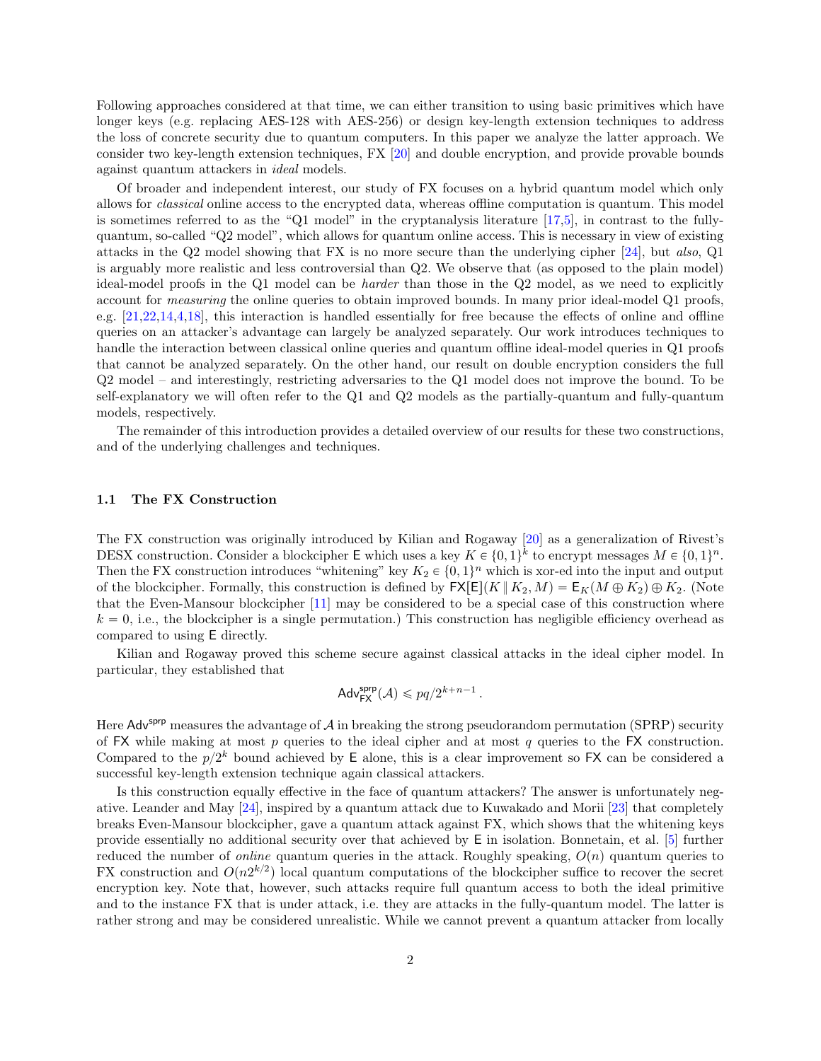Following approaches considered at that time, we can either transition to using basic primitives which have longer keys (e.g. replacing AES-128 with AES-256) or design key-length extension techniques to address the loss of concrete security due to quantum computers. In this paper we analyze the latter approach. We consider two key-length extension techniques, FX [20] and double encryption, and provide provable bounds against quantum attackers in *ideal* models.

Of broader and independent interest, our study of FX focuses on a hybrid quantum model which only allows for *classical* online access to the encrypted data, whereas offline computation is quantum. This model is sometimes referred to as the "Q1 model" in the cryptanalysis literature [17,5], in contrast to the fully-quantum, so-called "Q2 model", which allows for quantum online access. This is necessary in view of existing attacks in the Q2 model showing that FX is no more secure than the underlying cipher [24], but *also*, Q1 is arguably more realistic and less controversial than Q2. We observe that (as opposed to the plain model) ideal-model proofs in the Q1 model can be *harder* than those in the Q2 model, as we need to explicitly account for *measuring* the online queries to obtain improved bounds. In many prior ideal-model Q1 proofs, e.g. [21,22,14,4,18], this interaction is handled essentially for free because the effects of online and offline queries on an attacker's advantage can largely be analyzed separately. Our work introduces techniques to handle the interaction between classical online queries and quantum offline ideal-model queries in Q1 proofs that cannot be analyzed separately. On the other hand, our result on double encryption considers the full Q2 model – and interestingly, restricting adversaries to the Q1 model does not improve the bound. To be self-explanatory we will often refer to the Q1 and Q2 models as the partially-quantum and fully-quantum models, respectively.

The remainder of this introduction provides a detailed overview of our results for these two constructions, and of the underlying challenges and techniques.

### 1.1 The FX Construction

The FX construction was originally introduced by Kilian and Rogaway [20] as a generalization of Rivest's DESX construction. Consider a blockcipher $\mathsf{E}$ which uses a key $K \in \{0,1\}^k$ to encrypt messages $M \in \{0,1\}^n$. Then the FX construction introduces "whitening" key $K_2 \in \{0,1\}^n$ which is xor-ed into the input and output of the blockcipher. Formally, this construction is defined by $\mathsf{FX}[\mathsf{E}](K \,\|\, K_2, M) = \mathsf{E}_K(M \oplus K_2) \oplus K_2$. (Note that the Even-Mansour blockcipher [11] may be considered to be a special case of this construction where $k = 0$, i.e., the blockcipher is a single permutation.) This construction has negligible efficiency overhead as compared to using $\mathsf{E}$ directly.

Kilian and Rogaway proved this scheme secure against classical attacks in the ideal cipher model. In particular, they established that

$$\mathsf{Adv}^{\mathsf{sprp}}_{\mathsf{FX}}(\mathcal{A}) \leqslant pq/2^{k+n-1}\,.$$

Here $\mathsf{Adv}^{\mathsf{sprp}}$ measures the advantage of $\mathcal{A}$ in breaking the strong pseudorandom permutation (SPRP) security of $\mathsf{FX}$ while making at most $p$ queries to the ideal cipher and at most $q$ queries to the $\mathsf{FX}$ construction. Compared to the $p/2^k$ bound achieved by $\mathsf{E}$ alone, this is a clear improvement so $\mathsf{FX}$ can be considered a successful key-length extension technique again classical attackers.

Is this construction equally effective in the face of quantum attackers? The answer is unfortunately negative. Leander and May [24], inspired by a quantum attack due to Kuwakado and Morii [23] that completely breaks Even-Mansour blockcipher, gave a quantum attack against FX, which shows that the whitening keys provide essentially no additional security over that achieved by $\mathsf{E}$ in isolation. Bonnetain, et al. [5] further reduced the number of *online* quantum queries in the attack. Roughly speaking, $O(n)$ quantum queries to FX construction and $O(n2^{k/2})$ local quantum computations of the blockcipher suffice to recover the secret encryption key. Note that, however, such attacks require full quantum access to both the ideal primitive and to the instance FX that is under attack, i.e. they are attacks in the fully-quantum model. The latter is rather strong and may be considered unrealistic. While we cannot prevent a quantum attacker from locally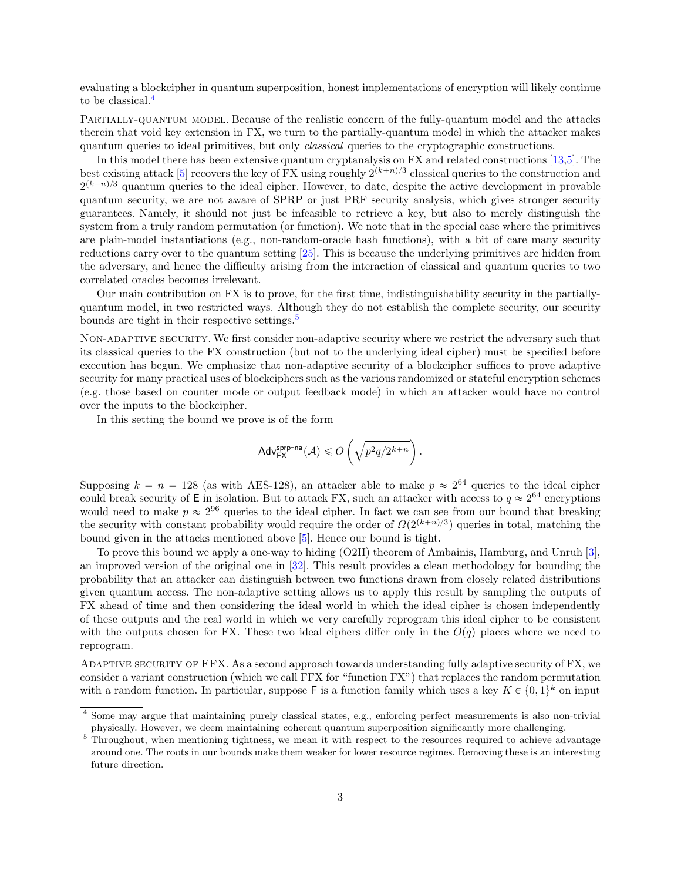evaluating a blockcipher in quantum superposition, honest implementations of encryption will likely continue to be classical.[4]

Partially-quantum model. Because of the realistic concern of the fully-quantum model and the attacks therein that void key extension in FX, we turn to the partially-quantum model in which the attacker makes quantum queries to ideal primitives, but only *classical* queries to the cryptographic constructions.

In this model there has been extensive quantum cryptanalysis on FX and related constructions [13,5]. The best existing attack [5] recovers the key of FX using roughly $2^{(k+n)/3}$ classical queries to the construction and $2^{(k+n)/3}$ quantum queries to the ideal cipher. However, to date, despite the active development in provable quantum security, we are not aware of SPRP or just PRF security analysis, which gives stronger security guarantees. Namely, it should not just be infeasible to retrieve a key, but also to merely distinguish the system from a truly random permutation (or function). We note that in the special case where the primitives are plain-model instantiations (e.g., non-random-oracle hash functions), with a bit of care many security reductions carry over to the quantum setting [25]. This is because the underlying primitives are hidden from the adversary, and hence the difficulty arising from the interaction of classical and quantum queries to two correlated oracles becomes irrelevant.

Our main contribution on FX is to prove, for the first time, indistinguishability security in the partially-quantum model, in two restricted ways. Although they do not establish the complete security, our security bounds are tight in their respective settings.[5]

Non-adaptive security. We first consider non-adaptive security where we restrict the adversary such that its classical queries to the FX construction (but not to the underlying ideal cipher) must be specified before execution has begun. We emphasize that non-adaptive security of a blockcipher suffices to prove adaptive security for many practical uses of blockciphers such as the various randomized or stateful encryption schemes (e.g. those based on counter mode or output feedback mode) in which an attacker would have no control over the inputs to the blockcipher.

In this setting the bound we prove is of the form

$$\mathsf{Adv}^{\mathsf{sprp\text{-}na}}_{\mathsf{FX}}(\mathcal{A}) \leqslant O\left(\sqrt{p^2 q/2^{k+n}}\right).$$

Supposing $k = n = 128$ (as with AES-128), an attacker able to make $p \approx 2^{64}$ queries to the ideal cipher could break security of $\mathsf{E}$ in isolation. But to attack FX, such an attacker with access to $q \approx 2^{64}$ encryptions would need to make $p \approx 2^{96}$ queries to the ideal cipher. In fact we can see from our bound that breaking the security with constant probability would require the order of $\Omega(2^{(k+n)/3})$ queries in total, matching the bound given in the attacks mentioned above [5]. Hence our bound is tight.

To prove this bound we apply a one-way to hiding (O2H) theorem of Ambainis, Hamburg, and Unruh [3], an improved version of the original one in [32]. This result provides a clean methodology for bounding the probability that an attacker can distinguish between two functions drawn from closely related distributions given quantum access. The non-adaptive setting allows us to apply this result by sampling the outputs of FX ahead of time and then considering the ideal world in which the ideal cipher is chosen independently of these outputs and the real world in which we very carefully reprogram this ideal cipher to be consistent with the outputs chosen for FX. These two ideal ciphers differ only in the $O(q)$ places where we need to reprogram.

Adaptive security of FFX. As a second approach towards understanding fully adaptive security of FX, we consider a variant construction (which we call FFX for "function FX") that replaces the random permutation with a random function. In particular, suppose $\mathsf{F}$ is a function family which uses a key $K \in \{0,1\}^k$ on input

[4] Some may argue that maintaining purely classical states, e.g., enforcing perfect measurements is also non-trivial physically. However, we deem maintaining coherent quantum superposition significantly more challenging.

[5] Throughout, when mentioning tightness, we mean it with respect to the resources required to achieve advantage around one. The roots in our bounds make them weaker for lower resource regimes. Removing these is an interesting future direction.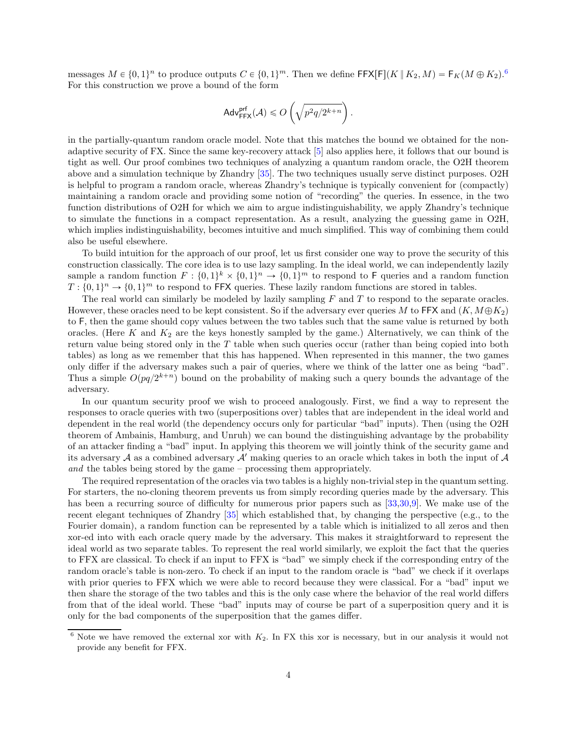messages $M \in \{0,1\}^n$ to produce outputs $C \in \{0,1\}^m$. Then we define $\mathsf{FFX}[\mathsf{F}](K \| K_2, M) = \mathsf{F}_K(M \oplus K_2)$.[6] For this construction we prove a bound of the form

$$\mathsf{Adv}^{\mathsf{prf}}_{\mathsf{FFX}}(\mathcal{A}) \leqslant O\left(\sqrt{p^2 q / 2^{k+n}}\right).$$

in the partially-quantum random oracle model. Note that this matches the bound we obtained for the non-adaptive security of FX. Since the same key-recovery attack [5] also applies here, it follows that our bound is tight as well. Our proof combines two techniques of analyzing a quantum random oracle, the O2H theorem above and a simulation technique by Zhandry [35]. The two techniques usually serve distinct purposes. O2H is helpful to program a random oracle, whereas Zhandry's technique is typically convenient for (compactly) maintaining a random oracle and providing some notion of "recording" the queries. In essence, in the two function distributions of O2H for which we aim to argue indistinguishability, we apply Zhandry's technique to simulate the functions in a compact representation. As a result, analyzing the guessing game in O2H, which implies indistinguishability, becomes intuitive and much simplified. This way of combining them could also be useful elsewhere.

To build intuition for the approach of our proof, let us first consider one way to prove the security of this construction classically. The core idea is to use lazy sampling. In the ideal world, we can independently lazily sample a random function $F : \{0,1\}^k \times \{0,1\}^n \to \{0,1\}^m$ to respond to $\mathsf{F}$ queries and a random function $T : \{0,1\}^n \to \{0,1\}^m$ to respond to $\mathsf{FFX}$ queries. These lazily random functions are stored in tables.

The real world can similarly be modeled by lazily sampling $F$ and $T$ to respond to the separate oracles. However, these oracles need to be kept consistent. So if the adversary ever queries $M$ to $\mathsf{FFX}$ and $(K, M \oplus K_2)$ to $\mathsf{F}$, then the game should copy values between the two tables such that the same value is returned by both oracles. (Here $K$ and $K_2$ are the keys honestly sampled by the game.) Alternatively, we can think of the return value being stored only in the $T$ table when such queries occur (rather than being copied into both tables) as long as we remember that this has happened. When represented in this manner, the two games only differ if the adversary makes such a pair of queries, where we think of the latter one as being "bad". Thus a simple $O(pq/2^{k+n})$ bound on the probability of making such a query bounds the advantage of the adversary.

In our quantum security proof we wish to proceed analogously. First, we find a way to represent the responses to oracle queries with two (superpositions over) tables that are independent in the ideal world and dependent in the real world (the dependency occurs only for particular "bad" inputs). Then (using the O2H theorem of Ambainis, Hamburg, and Unruh) we can bound the distinguishing advantage by the probability of an attacker finding a "bad" input. In applying this theorem we will jointly think of the security game and its adversary $\mathcal{A}$ as a combined adversary $\mathcal{A}'$ making queries to an oracle which takes in both the input of $\mathcal{A}$ *and* the tables being stored by the game – processing them appropriately.

The required representation of the oracles via two tables is a highly non-trivial step in the quantum setting. For starters, the no-cloning theorem prevents us from simply recording queries made by the adversary. This has been a recurring source of difficulty for numerous prior papers such as [33,30,9]. We make use of the recent elegant techniques of Zhandry [35] which established that, by changing the perspective (e.g., to the Fourier domain), a random function can be represented by a table which is initialized to all zeros and then xor-ed into with each oracle query made by the adversary. This makes it straightforward to represent the ideal world as two separate tables. To represent the real world similarly, we exploit the fact that the queries to FFX are classical. To check if an input to FFX is "bad" we simply check if the corresponding entry of the random oracle's table is non-zero. To check if an input to the random oracle is "bad" we check if it overlaps with prior queries to FFX which we were able to record because they were classical. For a "bad" input we then share the storage of the two tables and this is the only case where the behavior of the real world differs from that of the ideal world. These "bad" inputs may of course be part of a superposition query and it is only for the bad components of the superposition that the games differ.

[6] Note we have removed the external xor with $K_2$. In FX this xor is necessary, but in our analysis it would not provide any benefit for FFX.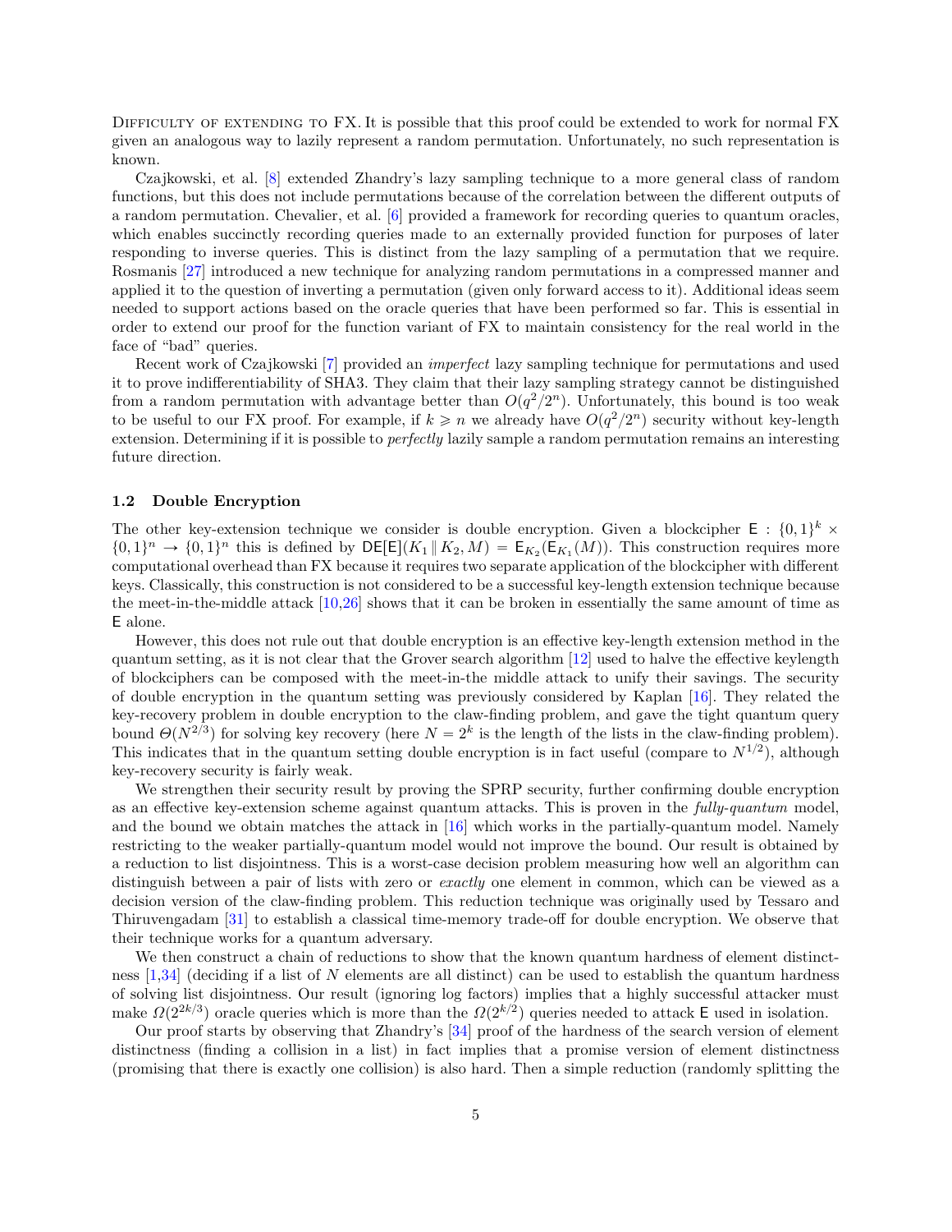Difficulty of extending to FX. It is possible that this proof could be extended to work for normal FX given an analogous way to lazily represent a random permutation. Unfortunately, no such representation is known.

Czajkowski, et al. [8] extended Zhandry's lazy sampling technique to a more general class of random functions, but this does not include permutations because of the correlation between the different outputs of a random permutation. Chevalier, et al. [6] provided a framework for recording queries to quantum oracles, which enables succinctly recording queries made to an externally provided function for purposes of later responding to inverse queries. This is distinct from the lazy sampling of a permutation that we require. Rosmanis [27] introduced a new technique for analyzing random permutations in a compressed manner and applied it to the question of inverting a permutation (given only forward access to it). Additional ideas seem needed to support actions based on the oracle queries that have been performed so far. This is essential in order to extend our proof for the function variant of FX to maintain consistency for the real world in the face of "bad" queries.

Recent work of Czajkowski [7] provided an *imperfect* lazy sampling technique for permutations and used it to prove indifferentiability of SHA3. They claim that their lazy sampling strategy cannot be distinguished from a random permutation with advantage better than $O(q^2/2^n)$. Unfortunately, this bound is too weak to be useful to our FX proof. For example, if $k \geqslant n$ we already have $O(q^2/2^n)$ security without key-length extension. Determining if it is possible to *perfectly* lazily sample a random permutation remains an interesting future direction.

### 1.2 Double Encryption

The other key-extension technique we consider is double encryption. Given a blockcipher $\mathsf{E} : \{0,1\}^k \times \{0,1\}^n \to \{0,1\}^n$ this is defined by $\mathsf{DE}[\mathsf{E}](K_1 \| K_2, M) = \mathsf{E}_{K_2}(\mathsf{E}_{K_1}(M))$. This construction requires more computational overhead than FX because it requires two separate application of the blockcipher with different keys. Classically, this construction is not considered to be a successful key-length extension technique because the meet-in-the-middle attack [10,26] shows that it can be broken in essentially the same amount of time as $\mathsf{E}$ alone.

However, this does not rule out that double encryption is an effective key-length extension method in the quantum setting, as it is not clear that the Grover search algorithm [12] used to halve the effective keylength of blockciphers can be composed with the meet-in-the middle attack to unify their savings. The security of double encryption in the quantum setting was previously considered by Kaplan [16]. They related the key-recovery problem in double encryption to the claw-finding problem, and gave the tight quantum query bound $\Theta(N^{2/3})$ for solving key recovery (here $N = 2^k$ is the length of the lists in the claw-finding problem). This indicates that in the quantum setting double encryption is in fact useful (compare to $N^{1/2}$), although key-recovery security is fairly weak.

We strengthen their security result by proving the SPRP security, further confirming double encryption as an effective key-extension scheme against quantum attacks. This is proven in the *fully-quantum* model, and the bound we obtain matches the attack in [16] which works in the partially-quantum model. Namely restricting to the weaker partially-quantum model would not improve the bound. Our result is obtained by a reduction to list disjointness. This is a worst-case decision problem measuring how well an algorithm can distinguish between a pair of lists with zero or *exactly* one element in common, which can be viewed as a decision version of the claw-finding problem. This reduction technique was originally used by Tessaro and Thiruvengadam [31] to establish a classical time-memory trade-off for double encryption. We observe that their technique works for a quantum adversary.

We then construct a chain of reductions to show that the known quantum hardness of element distinctness [1,34] (deciding if a list of $N$ elements are all distinct) can be used to establish the quantum hardness of solving list disjointness. Our result (ignoring log factors) implies that a highly successful attacker must make $\Omega(2^{2k/3})$ oracle queries which is more than the $\Omega(2^{k/2})$ queries needed to attack $\mathsf{E}$ used in isolation.

Our proof starts by observing that Zhandry's [34] proof of the hardness of the search version of element distinctness (finding a collision in a list) in fact implies that a promise version of element distinctness (promising that there is exactly one collision) is also hard. Then a simple reduction (randomly splitting the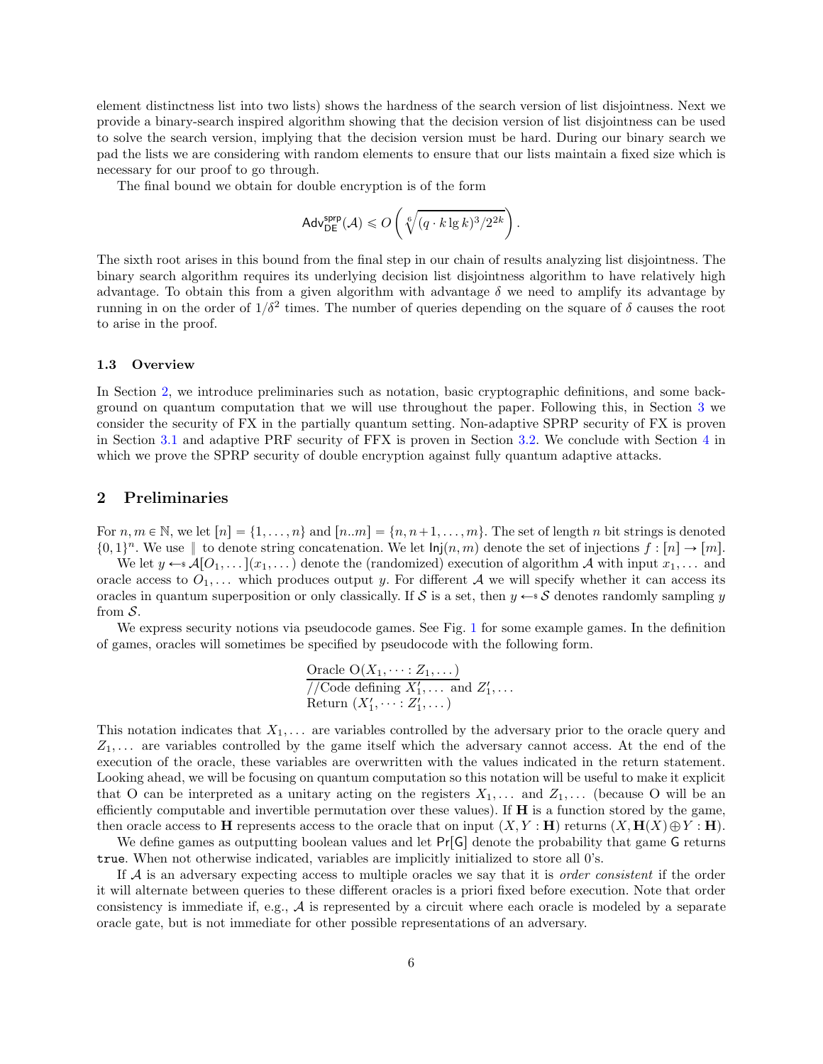element distinctness list into two lists) shows the hardness of the search version of list disjointness. Next we provide a binary-search inspired algorithm showing that the decision version of list disjointness can be used to solve the search version, implying that the decision version must be hard. During our binary search we pad the lists we are considering with random elements to ensure that our lists maintain a fixed size which is necessary for our proof to go through.

The final bound we obtain for double encryption is of the form

$$\mathsf{Adv}^{\mathsf{sprp}}_{\mathsf{DE}}(\mathcal{A}) \leqslant O\left(\sqrt[6]{(q \cdot k \lg k)^3/2^{2k}}\right).$$

The sixth root arises in this bound from the final step in our chain of results analyzing list disjointness. The binary search algorithm requires its underlying decision list disjointness algorithm to have relatively high advantage. To obtain this from a given algorithm with advantage $\delta$ we need to amplify its advantage by running in on the order of $1/\delta^2$ times. The number of queries depending on the square of $\delta$ causes the root to arise in the proof.

### 1.3 Overview

In Section 2, we introduce preliminaries such as notation, basic cryptographic definitions, and some background on quantum computation that we will use throughout the paper. Following this, in Section 3 we consider the security of FX in the partially quantum setting. Non-adaptive SPRP security of FX is proven in Section 3.1 and adaptive PRF security of FFX is proven in Section 3.2. We conclude with Section 4 in which we prove the SPRP security of double encryption against fully quantum adaptive attacks.

## 2 Preliminaries

For $n, m \in \mathbb{N}$, we let $[n] = \{1, \dots, n\}$ and $[n..m] = \{n, n+1, \dots, m\}$. The set of length $n$ bit strings is denoted $\{0,1\}^n$. We use $\|$ to denote string concatenation. We let $\mathsf{Inj}(n, m)$ denote the set of injections $f : [n] \to [m]$.

We let $y \leftarrow\$ \mathcal{A}[O_1, \dots](x_1, \dots)$ denote the (randomized) execution of algorithm $\mathcal{A}$ with input $x_1, \dots$ and oracle access to $O_1, \dots$ which produces output $y$. For different $\mathcal{A}$ we will specify whether it can access its oracles in quantum superposition or only classically. If $\mathcal{S}$ is a set, then $y \leftarrow\$ \mathcal{S}$ denotes randomly sampling $y$ from $\mathcal{S}$.

We express security notions via pseudocode games. See Fig. 1 for some example games. In the definition of games, oracles will sometimes be specified by pseudocode with the following form.

```
Oracle O(X_1, ··· : Z_1, ...)
//Code defining X'_1, ... and Z'_1, ...
Return (X'_1, ··· : Z'_1, ...)
```

This notation indicates that $X_1, \dots$ are variables controlled by the adversary prior to the oracle query and $Z_1, \dots$ are variables controlled by the game itself which the adversary cannot access. At the end of the execution of the oracle, these variables are overwritten with the values indicated in the return statement. Looking ahead, we will be focusing on quantum computation so this notation will be useful to make it explicit that O can be interpreted as a unitary acting on the registers $X_1, \dots$ and $Z_1, \dots$ (because O will be an efficiently computable and invertible permutation over these values). If $\mathbf{H}$ is a function stored by the game, then oracle access to $\mathbf{H}$ represents access to the oracle that on input $(X, Y : \mathbf{H})$ returns $(X, \mathbf{H}(X) \oplus Y : \mathbf{H})$.

We define games as outputting boolean values and let $\Pr[\mathsf{G}]$ denote the probability that game $\mathsf{G}$ returns true. When not otherwise indicated, variables are implicitly initialized to store all 0's.

If $\mathcal{A}$ is an adversary expecting access to multiple oracles we say that it is *order consistent* if the order it will alternate between queries to these different oracles is a priori fixed before execution. Note that order consistency is immediate if, e.g., $\mathcal{A}$ is represented by a circuit where each oracle is modeled by a separate oracle gate, but is not immediate for other possible representations of an adversary.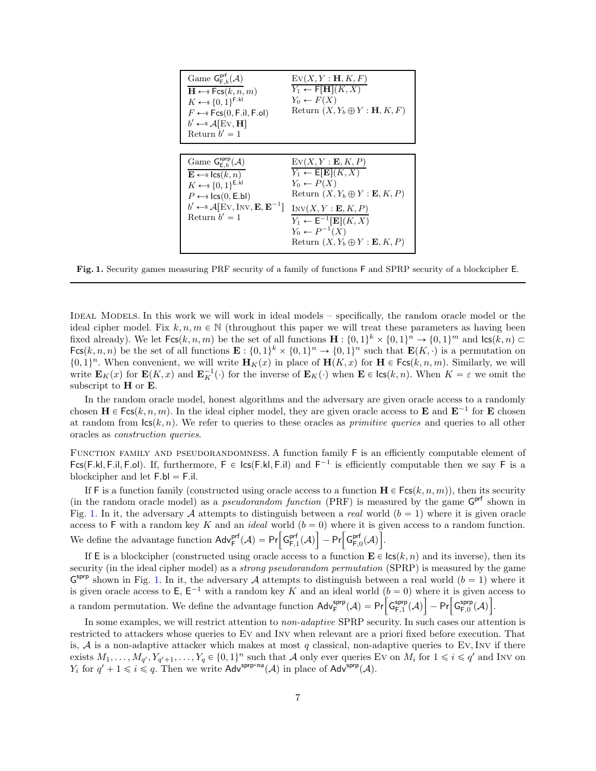| Game $\mathsf{G}^{\mathsf{prf}}_{\mathsf{F},b}(\mathcal{A})$ | $\text{Ev}(X, Y : \mathbf{H}, K, F)$ |
|---|---|
| $\mathbf{H} \leftarrow\$ \mathsf{Fcs}(k, n, m)$ | $Y_1 \leftarrow \mathsf{F}[\mathbf{H}](K, X)$ |
| $K \leftarrow\$ \{0,1\}^{\mathsf{F.kl}}$ | $Y_0 \leftarrow F(X)$ |
| $F \leftarrow\$ \mathsf{Fcs}(0, \mathsf{F.il}, \mathsf{F.ol})$ | Return $(X, Y_b \oplus Y : \mathbf{H}, K, F)$ |
| $b' \leftarrow\$ \mathcal{A}[\text{Ev}, \mathbf{H}]$ | |
| Return $b' = 1$ | |

| Game $\mathsf{G}^{\mathsf{sprp}}_{\mathsf{E},b}(\mathcal{A})$ | $\text{Ev}(X, Y : \mathbf{E}, K, P)$ |
|---|---|
| $\mathbf{E} \leftarrow\$ \mathsf{Ics}(k, n)$ | $Y_1 \leftarrow \mathsf{E}[\mathbf{E}](K, X)$ |
| $K \leftarrow\$ \{0,1\}^{\mathsf{E.kl}}$ | $Y_0 \leftarrow P(X)$ |
| $P \leftarrow\$ \mathsf{Ics}(0, \mathsf{E.bl})$ | Return $(X, Y_b \oplus Y : \mathbf{E}, K, P)$ |
| $b' \leftarrow\$ \mathcal{A}[\text{Ev}, \text{Inv}, \mathbf{E}, \mathbf{E}^{-1}]$ | $\text{Inv}(X, Y : \mathbf{E}, K, P)$ |
| Return $b' = 1$ | $Y_1 \leftarrow \mathsf{E}^{-1}[\mathbf{E}](K, X)$ |
| | $Y_0 \leftarrow P^{-1}(X)$ |
| | Return $(X, Y_b \oplus Y : \mathbf{E}, K, P)$ |

**Fig. 1.** Security games measuring PRF security of a family of functions $\mathsf{F}$ and SPRP security of a blockcipher $\mathsf{E}$.

Ideal Models. In this work we will work in ideal models – specifically, the random oracle model or the ideal cipher model. Fix $k, n, m \in \mathbb{N}$ (throughout this paper we will treat these parameters as having been fixed already). We let $\mathsf{Fcs}(k, n, m)$ be the set of all functions $\mathbf{H} : \{0,1\}^k \times \{0,1\}^n \to \{0,1\}^m$ and $\mathsf{Ics}(k, n) \subset \mathsf{Fcs}(k, n, n)$ be the set of all functions $\mathbf{E} : \{0,1\}^k \times \{0,1\}^n \to \{0,1\}^n$ such that $\mathbf{E}(K, \cdot)$ is a permutation on $\{0,1\}^n$. When convenient, we will write $\mathbf{H}_K(x)$ in place of $\mathbf{H}(K, x)$ for $\mathbf{H} \in \mathsf{Fcs}(k, n, m)$. Similarly, we will write $\mathbf{E}_K(x)$ for $\mathbf{E}(K, x)$ and $\mathbf{E}_K^{-1}(\cdot)$ for the inverse of $\mathbf{E}_K(\cdot)$ when $\mathbf{E} \in \mathsf{Ics}(k, n)$. When $K = \varepsilon$ we omit the subscript to $\mathbf{H}$ or $\mathbf{E}$.

In the random oracle model, honest algorithms and the adversary are given oracle access to a randomly chosen $\mathbf{H} \in \mathsf{Fcs}(k, n, m)$. In the ideal cipher model, they are given oracle access to $\mathbf{E}$ and $\mathbf{E}^{-1}$ for $\mathbf{E}$ chosen at random from $\mathsf{Ics}(k, n)$. We refer to queries to these oracles as *primitive queries* and queries to all other oracles as *construction queries*.

Function family and pseudorandomness. A function family $\mathsf{F}$ is an efficiently computable element of $\mathsf{Fcs}(\mathsf{F.kl}, \mathsf{F.il}, \mathsf{F.ol})$. If, furthermore, $\mathsf{F} \in \mathsf{Ics}(\mathsf{F.kl}, \mathsf{F.il})$ and $\mathsf{F}^{-1}$ is efficiently computable then we say $\mathsf{F}$ is a blockcipher and let $\mathsf{F.bl} = \mathsf{F.il}$.

If $\mathsf{F}$ is a function family (constructed using oracle access to a function $\mathbf{H} \in \mathsf{Fcs}(k, n, m)$), then its security (in the random oracle model) as a *pseudorandom function* (PRF) is measured by the game $\mathsf{G}^{\mathsf{prf}}$ shown in Fig. 1. In it, the adversary $\mathcal{A}$ attempts to distinguish between a *real* world ($b = 1$) where it is given oracle access to $\mathsf{F}$ with a random key $K$ and an *ideal* world ($b = 0$) where it is given access to a random function. We define the advantage function $\mathsf{Adv}^{\mathsf{prf}}_{\mathsf{F}}(\mathcal{A}) = \Pr\left[\mathsf{G}^{\mathsf{prf}}_{\mathsf{F},1}(\mathcal{A})\right] - \Pr\left[\mathsf{G}^{\mathsf{prf}}_{\mathsf{F},0}(\mathcal{A})\right]$.

If $\mathsf{E}$ is a blockcipher (constructed using oracle access to a function $\mathbf{E} \in \mathsf{Ics}(k, n)$ and its inverse), then its security (in the ideal cipher model) as a *strong pseudorandom permutation* (SPRP) is measured by the game $\mathsf{G}^{\mathsf{sprp}}$ shown in Fig. 1. In it, the adversary $\mathcal{A}$ attempts to distinguish between a real world ($b = 1$) where it is given oracle access to $\mathsf{E}$, $\mathsf{E}^{-1}$ with a random key $K$ and an ideal world ($b = 0$) where it is given access to a random permutation. We define the advantage function $\mathsf{Adv}^{\mathsf{sprp}}_{\mathsf{F}}(\mathcal{A}) = \Pr\left[\mathsf{G}^{\mathsf{sprp}}_{\mathsf{F},1}(\mathcal{A})\right] - \Pr\left[\mathsf{G}^{\mathsf{sprp}}_{\mathsf{F},0}(\mathcal{A})\right]$.

In some examples, we will restrict attention to *non-adaptive* SPRP security. In such cases our attention is restricted to attackers whose queries to Ev and Inv when relevant are a priori fixed before execution. That is, $\mathcal{A}$ is a non-adaptive attacker which makes at most $q$ classical, non-adaptive queries to Ev, Inv if there exists $M_1, \ldots, M_{q'}, Y_{q'+1}, \ldots, Y_q \in \{0,1\}^n$ such that $\mathcal{A}$ only ever queries Ev on $M_i$ for $1 \leqslant i \leqslant q'$ and Inv on $Y_i$ for $q' + 1 \leqslant i \leqslant q$. Then we write $\mathsf{Adv}^{\mathsf{sprp\text{-}na}}(\mathcal{A})$ in place of $\mathsf{Adv}^{\mathsf{sprp}}(\mathcal{A})$.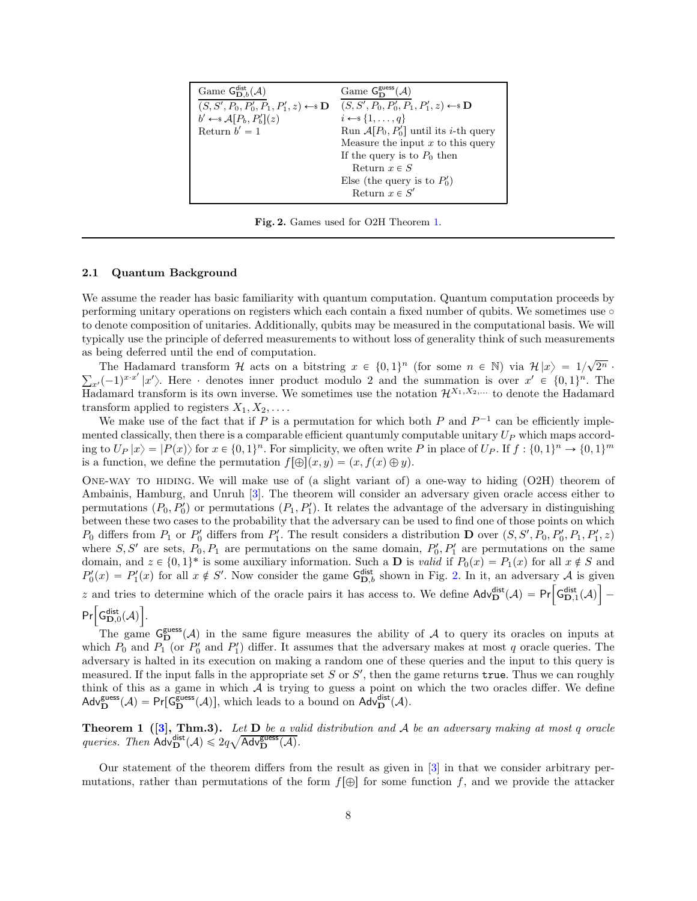| Game $\mathsf{G}^{\mathsf{dist}}_{\mathbf{D},b}(\mathcal{A})$ | Game $\mathsf{G}^{\mathsf{guess}}_{\mathbf{D}}(\mathcal{A})$ |
|---|---|
| $(S, S', P_0, P_0', P_1, P_1', z) \leftarrow\$\ \mathbf{D}$ | $(S, S', P_0, P_0', P_1, P_1', z) \leftarrow\$\ \mathbf{D}$ |
| $b' \leftarrow\$\ \mathcal{A}[P_b, P_b'](z)$ | $i \leftarrow\$\ \{1, \ldots, q\}$ |
| Return $b' = 1$ | Run $\mathcal{A}[P_0, P_0']$ until its $i$-th query |
| | Measure the input $x$ to this query |
| | If the query is to $P_0$ then |
| | Return $x \in S$ |
| | Else (the query is to $P_0'$) |
| | Return $x \in S'$ |

**Fig. 2.** Games used for O2H Theorem 1.

### 2.1 Quantum Background

We assume the reader has basic familiarity with quantum computation. Quantum computation proceeds by performing unitary operations on registers which each contain a fixed number of qubits. We sometimes use $\circ$ to denote composition of unitaries. Additionally, qubits may be measured in the computational basis. We will typically use the principle of deferred measurements to without loss of generality think of such measurements as being deferred until the end of computation.

The Hadamard transform $\mathcal{H}$ acts on a bitstring $x \in \{0,1\}^n$ (for some $n \in \mathbb{N}$) via $\mathcal{H}|x\rangle = 1/\sqrt{2^n} \cdot \sum_{x'}(-1)^{x \cdot x'}|x'\rangle$. Here $\cdot$ denotes inner product modulo 2 and the summation is over $x' \in \{0,1\}^n$. The Hadamard transform is its own inverse. We sometimes use the notation $\mathcal{H}^{X_1,X_2,\ldots}$ to denote the Hadamard transform applied to registers $X_1, X_2, \ldots$.

We make use of the fact that if $P$ is a permutation for which both $P$ and $P^{-1}$ can be efficiently implemented classically, then there is a comparable efficient quantumly computable unitary $U_P$ which maps according to $U_P|x\rangle = |P(x)\rangle$ for $x \in \{0,1\}^n$. For simplicity, we often write $P$ in place of $U_P$. If $f : \{0,1\}^n \to \{0,1\}^m$ is a function, we define the permutation $f[\oplus](x, y) = (x, f(x) \oplus y)$.

One-way to hiding. We will make use of (a slight variant of) a one-way to hiding (O2H) theorem of Ambainis, Hamburg, and Unruh [3]. The theorem will consider an adversary given oracle access either to permutations $(P_0, P_0')$ or permutations $(P_1, P_1')$. It relates the advantage of the adversary in distinguishing between these two cases to the probability that the adversary can be used to find one of those points on which $P_0$ differs from $P_1$ or $P_0'$ differs from $P_1'$. The result considers a distribution $\mathbf{D}$ over $(S, S', P_0, P_0', P_1, P_1', z)$ where $S, S'$ are sets, $P_0, P_1$ are permutations on the same domain, $P_0', P_1'$ are permutations on the same domain, and $z \in \{0,1\}^*$ is some auxiliary information. Such a $\mathbf{D}$ is *valid* if $P_0(x) = P_1(x)$ for all $x \notin S$ and $P_0'(x) = P_1'(x)$ for all $x \notin S'$. Now consider the game $\mathsf{G}^{\mathsf{dist}}_{\mathbf{D},b}$ shown in Fig. 2. In it, an adversary $\mathcal{A}$ is given $z$ and tries to determine which of the oracle pairs it has access to. We define $\mathsf{Adv}^{\mathsf{dist}}_{\mathbf{D}}(\mathcal{A}) = \Pr\left[\mathsf{G}^{\mathsf{dist}}_{\mathbf{D},1}(\mathcal{A})\right] - \Pr\left[\mathsf{G}^{\mathsf{dist}}_{\mathbf{D},0}(\mathcal{A})\right]$.

The game $\mathsf{G}^{\mathsf{guess}}_{\mathbf{D}}(\mathcal{A})$ in the same figure measures the ability of $\mathcal{A}$ to query its oracles on inputs at which $P_0$ and $P_1$ (or $P_0'$ and $P_1'$) differ. It assumes that the adversary makes at most $q$ oracle queries. The adversary is halted in its execution on making a random one of these queries and the input to this query is measured. If the input falls in the appropriate set $S$ or $S'$, then the game returns `true`. Thus we can roughly think of this as a game in which $\mathcal{A}$ is trying to guess a point on which the two oracles differ. We define $\mathsf{Adv}^{\mathsf{guess}}_{\mathbf{D}}(\mathcal{A}) = \Pr[\mathsf{G}^{\mathsf{guess}}_{\mathbf{D}}(\mathcal{A})]$, which leads to a bound on $\mathsf{Adv}^{\mathsf{dist}}_{\mathbf{D}}(\mathcal{A})$.

**Theorem 1 ([3], Thm.3).** *Let $\mathbf{D}$ be a valid distribution and $\mathcal{A}$ be an adversary making at most $q$ oracle queries. Then $\mathsf{Adv}^{\mathsf{dist}}_{\mathbf{D}}(\mathcal{A}) \leqslant 2q\sqrt{\mathsf{Adv}^{\mathsf{guess}}_{\mathbf{D}}(\mathcal{A})}$.*

Our statement of the theorem differs from the result as given in [3] in that we consider arbitrary permutations, rather than permutations of the form $f[\oplus]$ for some function $f$, and we provide the attacker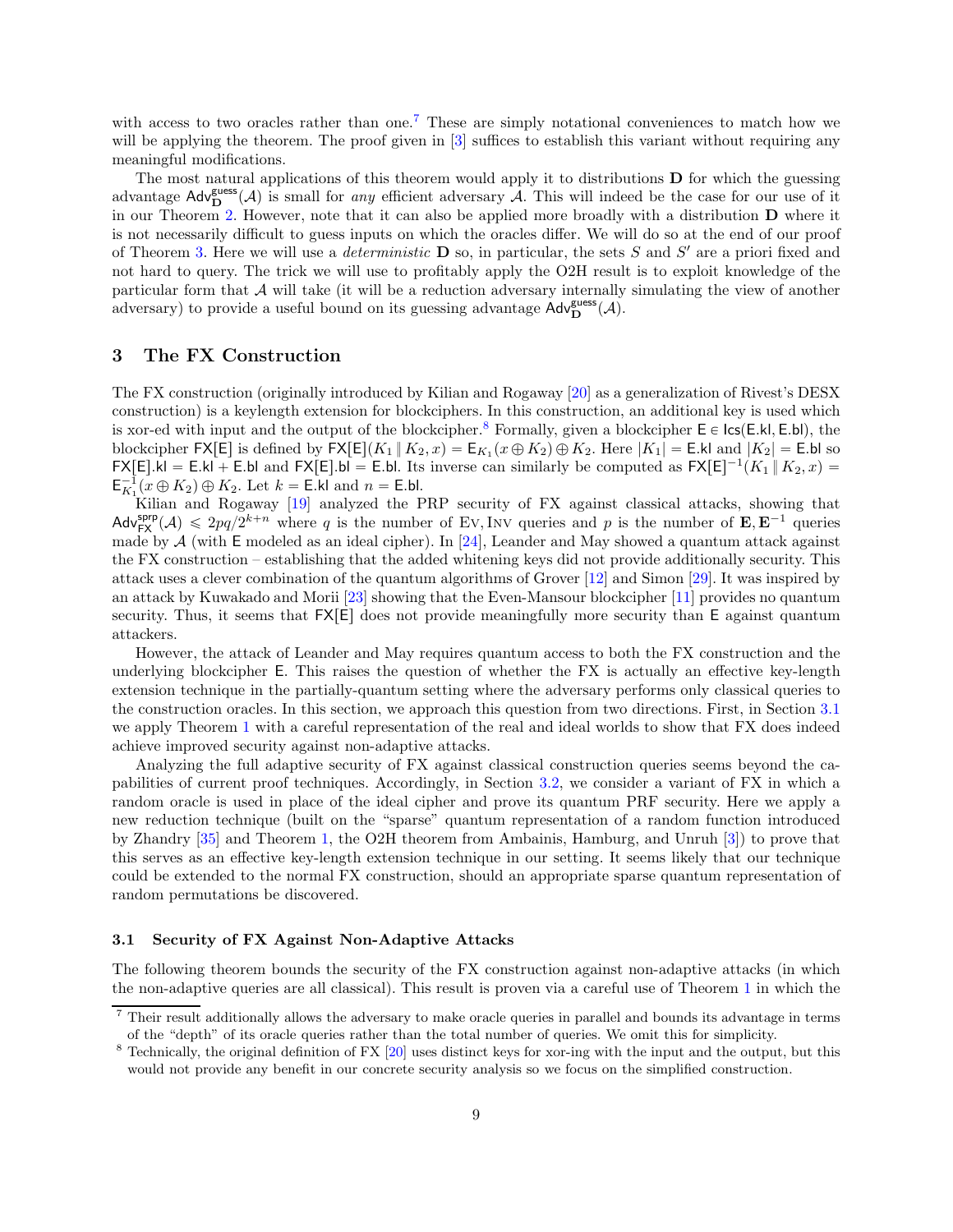with access to two oracles rather than one.[7] These are simply notational conveniences to match how we will be applying the theorem. The proof given in [3] suffices to establish this variant without requiring any meaningful modifications.

The most natural applications of this theorem would apply it to distributions $\mathbf{D}$ for which the guessing advantage $\mathsf{Adv}^{\mathsf{guess}}_{\mathbf{D}}(\mathcal{A})$ is small for *any* efficient adversary $\mathcal{A}$. This will indeed be the case for our use of it in our Theorem 2. However, note that it can also be applied more broadly with a distribution $\mathbf{D}$ where it is not necessarily difficult to guess inputs on which the oracles differ. We will do so at the end of our proof of Theorem 3. Here we will use a *deterministic* $\mathbf{D}$ so, in particular, the sets $S$ and $S'$ are a priori fixed and not hard to query. The trick we will use to profitably apply the O2H result is to exploit knowledge of the particular form that $\mathcal{A}$ will take (it will be a reduction adversary internally simulating the view of another adversary) to provide a useful bound on its guessing advantage $\mathsf{Adv}^{\mathsf{guess}}_{\mathbf{D}}(\mathcal{A})$.

## 3 The FX Construction

The FX construction (originally introduced by Kilian and Rogaway [20] as a generalization of Rivest's DESX construction) is a keylength extension for blockciphers. In this construction, an additional key is used which is xor-ed with input and the output of the blockcipher.[8] Formally, given a blockcipher $\mathsf{E} \in \mathsf{Ics}(\mathsf{E.kl}, \mathsf{E.bl})$, the blockcipher $\mathsf{FX}[\mathsf{E}]$ is defined by $\mathsf{FX}[\mathsf{E}](K_1 \,\|\, K_2, x) = \mathsf{E}_{K_1}(x \oplus K_2) \oplus K_2$. Here $|K_1| = \mathsf{E.kl}$ and $|K_2| = \mathsf{E.bl}$ so $\mathsf{FX}[\mathsf{E}].\mathsf{kl} = \mathsf{E.kl} + \mathsf{E.bl}$ and $\mathsf{FX}[\mathsf{E}].\mathsf{bl} = \mathsf{E.bl}$. Its inverse can similarly be computed as $\mathsf{FX}[\mathsf{E}]^{-1}(K_1 \,\|\, K_2, x) = \mathsf{E}^{-1}_{K_1}(x \oplus K_2) \oplus K_2$. Let $k = \mathsf{E.kl}$ and $n = \mathsf{E.bl}$.

Kilian and Rogaway [19] analyzed the PRP security of FX against classical attacks, showing that $\mathsf{Adv}^{\mathsf{sprp}}_{\mathsf{FX}}(\mathcal{A}) \leqslant 2pq/2^{k+n}$ where $q$ is the number of $\textsc{Ev}, \textsc{Inv}$ queries and $p$ is the number of $\mathbf{E}, \mathbf{E}^{-1}$ queries made by $\mathcal{A}$ (with $\mathsf{E}$ modeled as an ideal cipher). In [24], Leander and May showed a quantum attack against the FX construction – establishing that the added whitening keys did not provide additionally security. This attack uses a clever combination of the quantum algorithms of Grover [12] and Simon [29]. It was inspired by an attack by Kuwakado and Morii [23] showing that the Even-Mansour blockcipher [11] provides no quantum security. Thus, it seems that $\mathsf{FX}[\mathsf{E}]$ does not provide meaningfully more security than $\mathsf{E}$ against quantum attackers.

However, the attack of Leander and May requires quantum access to both the FX construction and the underlying blockcipher $\mathsf{E}$. This raises the question of whether the FX is actually an effective key-length extension technique in the partially-quantum setting where the adversary performs only classical queries to the construction oracles. In this section, we approach this question from two directions. First, in Section 3.1 we apply Theorem 1 with a careful representation of the real and ideal worlds to show that FX does indeed achieve improved security against non-adaptive attacks.

Analyzing the full adaptive security of FX against classical construction queries seems beyond the capabilities of current proof techniques. Accordingly, in Section 3.2, we consider a variant of FX in which a random oracle is used in place of the ideal cipher and prove its quantum PRF security. Here we apply a new reduction technique (built on the "sparse" quantum representation of a random function introduced by Zhandry [35] and Theorem 1, the O2H theorem from Ambainis, Hamburg, and Unruh [3]) to prove that this serves as an effective key-length extension technique in our setting. It seems likely that our technique could be extended to the normal FX construction, should an appropriate sparse quantum representation of random permutations be discovered.

### 3.1 Security of FX Against Non-Adaptive Attacks

The following theorem bounds the security of the FX construction against non-adaptive attacks (in which the non-adaptive queries are all classical). This result is proven via a careful use of Theorem 1 in which the

---

[7] Their result additionally allows the adversary to make oracle queries in parallel and bounds its advantage in terms of the "depth" of its oracle queries rather than the total number of queries. We omit this for simplicity.

[8] Technically, the original definition of FX [20] uses distinct keys for xor-ing with the input and the output, but this would not provide any benefit in our concrete security analysis so we focus on the simplified construction.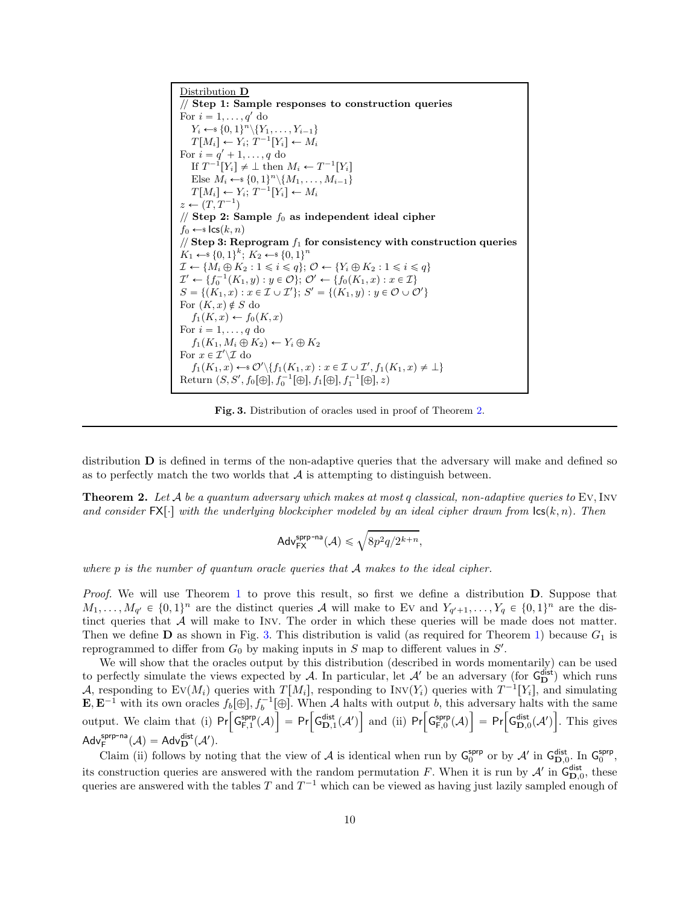```
Distribution D
// Step 1: Sample responses to construction queries
For i = 1, ..., q' do
   Y_i ←$ {0,1}^n \ {Y_1, ..., Y_{i-1}}
   T[M_i] ← Y_i; T^{-1}[Y_i] ← M_i
For i = q' + 1, ..., q do
   If T^{-1}[Y_i] ≠ ⊥ then M_i ← T^{-1}[Y_i]
   Else M_i ←$ {0,1}^n \ {M_1, ..., M_{i-1}}
   T[M_i] ← Y_i; T^{-1}[Y_i] ← M_i
z ← (T, T^{-1})
// Step 2: Sample f_0 as independent ideal cipher
f_0 ←$ Ics(k, n)
// Step 3: Reprogram f_1 for consistency with construction queries
K_1 ←$ {0,1}^k; K_2 ←$ {0,1}^n
I ← {M_i ⊕ K_2 : 1 ≤ i ≤ q}; O ← {Y_i ⊕ K_2 : 1 ≤ i ≤ q}
I' ← {f_0^{-1}(K_1, y) : y ∈ O}; O' ← {f_0(K_1, x) : x ∈ I}
S = {(K_1, x) : x ∈ I ∪ I'}; S' = {(K_1, y) : y ∈ O ∪ O'}
For (K, x) ∉ S do
   f_1(K, x) ← f_0(K, x)
For i = 1, ..., q do
   f_1(K_1, M_i ⊕ K_2) ← Y_i ⊕ K_2
For x ∈ I' \ I do
   f_1(K_1, x) ←$ O' \ {f_1(K_1, x) : x ∈ I ∪ I', f_1(K_1, x) ≠ ⊥}
Return (S, S', f_0[⊕], f_0^{-1}[⊕], f_1[⊕], f_1^{-1}[⊕], z)
```

**Fig. 3.** Distribution of oracles used in proof of Theorem 2.

distribution $\mathbf{D}$ is defined in terms of the non-adaptive queries that the adversary will make and defined so as to perfectly match the two worlds that $\mathcal{A}$ is attempting to distinguish between.

**Theorem 2.** *Let $\mathcal{A}$ be a quantum adversary which makes at most $q$ classical, non-adaptive queries to* Ev, Inv *and consider $\mathsf{FX}[\cdot]$ with the underlying blockcipher modeled by an ideal cipher drawn from $\mathsf{Ics}(k,n)$. Then*

$$\mathsf{Adv}^{\mathsf{sprp\text{-}na}}_{\mathsf{FX}}(\mathcal{A}) \leqslant \sqrt{8p^2q/2^{k+n}},$$

*where $p$ is the number of quantum oracle queries that $\mathcal{A}$ makes to the ideal cipher.*

*Proof.* We will use Theorem 1 to prove this result, so first we define a distribution $\mathbf{D}$. Suppose that $M_1, \ldots, M_{q'} \in \{0,1\}^n$ are the distinct queries $\mathcal{A}$ will make to Ev and $Y_{q'+1}, \ldots, Y_q \in \{0,1\}^n$ are the distinct queries that $\mathcal{A}$ will make to Inv. The order in which these queries will be made does not matter. Then we define $\mathbf{D}$ as shown in Fig. 3. This distribution is valid (as required for Theorem 1) because $G_1$ is reprogrammed to differ from $G_0$ by making inputs in $S$ map to different values in $S'$.

We will show that the oracles output by this distribution (described in words momentarily) can be used to perfectly simulate the views expected by $\mathcal{A}$. In particular, let $\mathcal{A}'$ be an adversary (for $\mathsf{G}^{\mathsf{dist}}_{\mathbf{D}}$) which runs $\mathcal{A}$, responding to $\textsc{Ev}(M_i)$ queries with $T[M_i]$, responding to $\textsc{Inv}(Y_i)$ queries with $T^{-1}[Y_i]$, and simulating $\mathbf{E}, \mathbf{E}^{-1}$ with its own oracles $f_b[\oplus], f_b^{-1}[\oplus]$. When $\mathcal{A}$ halts with output $b$, this adversary halts with the same output. We claim that (i) $\Pr\Big[\mathsf{G}^{\mathsf{sprp}}_{\mathsf{F},1}(\mathcal{A})\Big] = \Pr\Big[\mathsf{G}^{\mathsf{dist}}_{\mathbf{D},1}(\mathcal{A}')\Big]$ and (ii) $\Pr\Big[\mathsf{G}^{\mathsf{sprp}}_{\mathsf{F},0}(\mathcal{A})\Big] = \Pr\Big[\mathsf{G}^{\mathsf{dist}}_{\mathbf{D},0}(\mathcal{A}')\Big]$. This gives $\mathsf{Adv}^{\mathsf{sprp\text{-}na}}_{\mathsf{F}}(\mathcal{A}) = \mathsf{Adv}^{\mathsf{dist}}_{\mathbf{D}}(\mathcal{A}')$.

Claim (ii) follows by noting that the view of $\mathcal{A}$ is identical when run by $\mathsf{G}^{\mathsf{sprp}}_0$ or by $\mathcal{A}'$ in $\mathsf{G}^{\mathsf{dist}}_{\mathbf{D},0}$. In $\mathsf{G}^{\mathsf{sprp}}_0$, its construction queries are answered with the random permutation $F$. When it is run by $\mathcal{A}'$ in $\mathsf{G}^{\mathsf{dist}}_{\mathbf{D},0}$, these queries are answered with the tables $T$ and $T^{-1}$ which can be viewed as having just lazily sampled enough of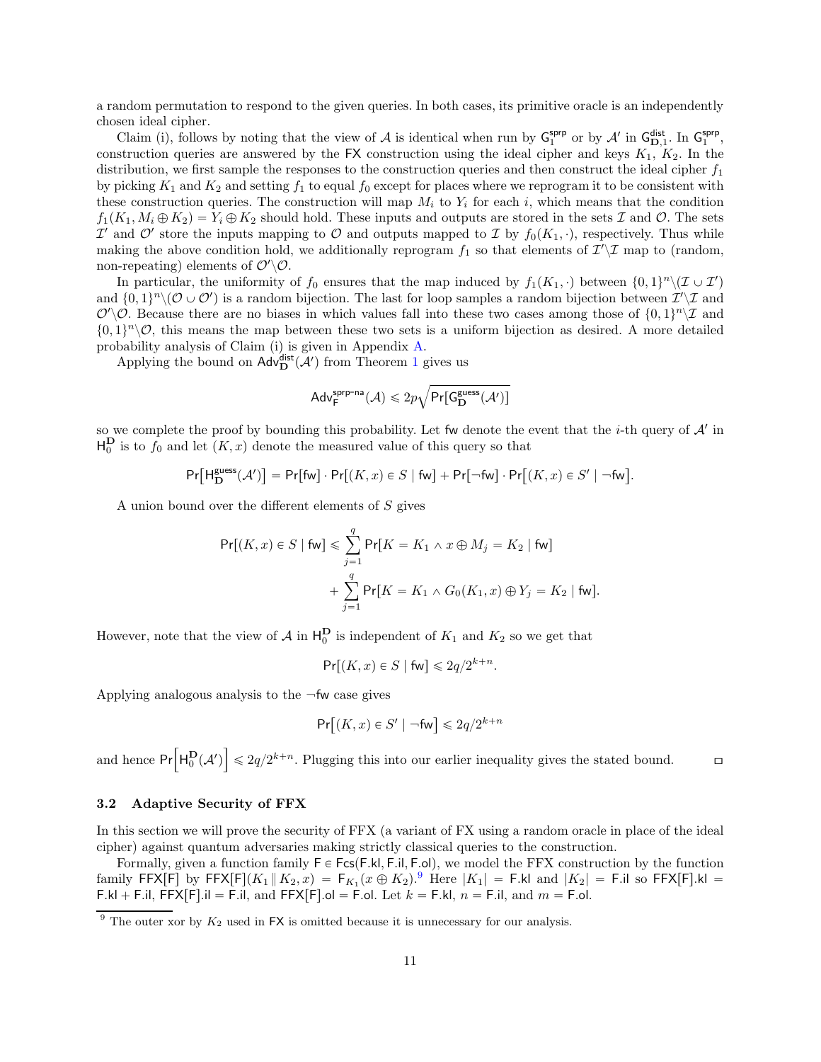a random permutation to respond to the given queries. In both cases, its primitive oracle is an independently chosen ideal cipher.

Claim (i), follows by noting that the view of $\mathcal{A}$ is identical when run by $\mathsf{G}_1^{\mathsf{sprp}}$ or by $\mathcal{A}'$ in $\mathsf{G}_{\mathbf{D},1}^{\mathsf{dist}}$. In $\mathsf{G}_1^{\mathsf{sprp}}$, construction queries are answered by the $\mathsf{FX}$ construction using the ideal cipher and keys $K_1$, $K_2$. In the distribution, we first sample the responses to the construction queries and then construct the ideal cipher $f_1$ by picking $K_1$ and $K_2$ and setting $f_1$ to equal $f_0$ except for places where we reprogram it to be consistent with these construction queries. The construction will map $M_i$ to $Y_i$ for each $i$, which means that the condition $f_1(K_1, M_i \oplus K_2) = Y_i \oplus K_2$ should hold. These inputs and outputs are stored in the sets $\mathcal{I}$ and $\mathcal{O}$. The sets $\mathcal{I}'$ and $\mathcal{O}'$ store the inputs mapping to $\mathcal{O}$ and outputs mapped to $\mathcal{I}$ by $f_0(K_1, \cdot)$, respectively. Thus while making the above condition hold, we additionally reprogram $f_1$ so that elements of $\mathcal{I}' \backslash \mathcal{I}$ map to (random, non-repeating) elements of $\mathcal{O}' \backslash \mathcal{O}$.

In particular, the uniformity of $f_0$ ensures that the map induced by $f_1(K_1, \cdot)$ between $\{0,1\}^n \backslash (\mathcal{I} \cup \mathcal{I}')$ and $\{0,1\}^n \backslash (\mathcal{O} \cup \mathcal{O}')$ is a random bijection. The last for loop samples a random bijection between $\mathcal{I}' \backslash \mathcal{I}$ and $\mathcal{O}' \backslash \mathcal{O}$. Because there are no biases in which values fall into these two cases among those of $\{0,1\}^n \backslash \mathcal{I}$ and $\{0,1\}^n \backslash \mathcal{O}$, this means the map between these two sets is a uniform bijection as desired. A more detailed probability analysis of Claim (i) is given in Appendix A.

Applying the bound on $\mathsf{Adv}_{\mathbf{D}}^{\mathsf{dist}}(\mathcal{A}')$ from Theorem 1 gives us

$$\mathsf{Adv}_{\mathsf{F}}^{\mathsf{sprp\text{-}na}}(\mathcal{A}) \leqslant 2p\sqrt{\Pr[\mathsf{G}_{\mathbf{D}}^{\mathsf{guess}}(\mathcal{A}')]}$$

so we complete the proof by bounding this probability. Let $\mathsf{fw}$ denote the event that the $i$-th query of $\mathcal{A}'$ in $\mathsf{H}_0^{\mathbf{D}}$ is to $f_0$ and let $(K, x)$ denote the measured value of this query so that

$$\Pr\big[\mathsf{H}_{\mathbf{D}}^{\mathsf{guess}}(\mathcal{A}')\big] = \Pr[\mathsf{fw}] \cdot \Pr[(K,x) \in S \mid \mathsf{fw}] + \Pr[\neg\mathsf{fw}] \cdot \Pr\big[(K,x) \in S' \mid \neg\mathsf{fw}\big].$$

A union bound over the different elements of $S$ gives

$$\Pr[(K,x) \in S \mid \mathsf{fw}] \leqslant \sum_{j=1}^{q} \Pr[K = K_1 \wedge x \oplus M_j = K_2 \mid \mathsf{fw}] + \sum_{j=1}^{q} \Pr[K = K_1 \wedge G_0(K_1, x) \oplus Y_j = K_2 \mid \mathsf{fw}].$$

However, note that the view of $\mathcal{A}$ in $\mathsf{H}_0^{\mathbf{D}}$ is independent of $K_1$ and $K_2$ so we get that

$$\Pr\big[(K,x) \in S \mid \mathsf{fw}\big] \leqslant 2q/2^{k+n}.$$

Applying analogous analysis to the $\neg\mathsf{fw}$ case gives

$$\Pr\big[(K,x) \in S' \mid \neg\mathsf{fw}\big] \leqslant 2q/2^{k+n}$$

and hence $\Pr\Big[\mathsf{H}_0^{\mathbf{D}}(\mathcal{A}')\Big] \leqslant 2q/2^{k+n}$. Plugging this into our earlier inequality gives the stated bound. $\square$

### 3.2 Adaptive Security of FFX

In this section we will prove the security of FFX (a variant of FX using a random oracle in place of the ideal cipher) against quantum adversaries making strictly classical queries to the construction.

Formally, given a function family $\mathsf{F} \in \mathsf{Fcs}(\mathsf{F.kl}, \mathsf{F.il}, \mathsf{F.ol})$, we model the FFX construction by the function family $\mathsf{FFX[F]}$ by $\mathsf{FFX[F]}(K_1 \| K_2, x) = \mathsf{F}_{K_1}(x \oplus K_2)$.[9] Here $|K_1| = \mathsf{F.kl}$ and $|K_2| = \mathsf{F.il}$ so $\mathsf{FFX[F].kl} = \mathsf{F.kl} + \mathsf{F.il}$, $\mathsf{FFX[F].il} = \mathsf{F.il}$, and $\mathsf{FFX[F].ol} = \mathsf{F.ol}$. Let $k = \mathsf{F.kl}$, $n = \mathsf{F.il}$, and $m = \mathsf{F.ol}$.

[9] The outer xor by $K_2$ used in $\mathsf{FX}$ is omitted because it is unnecessary for our analysis.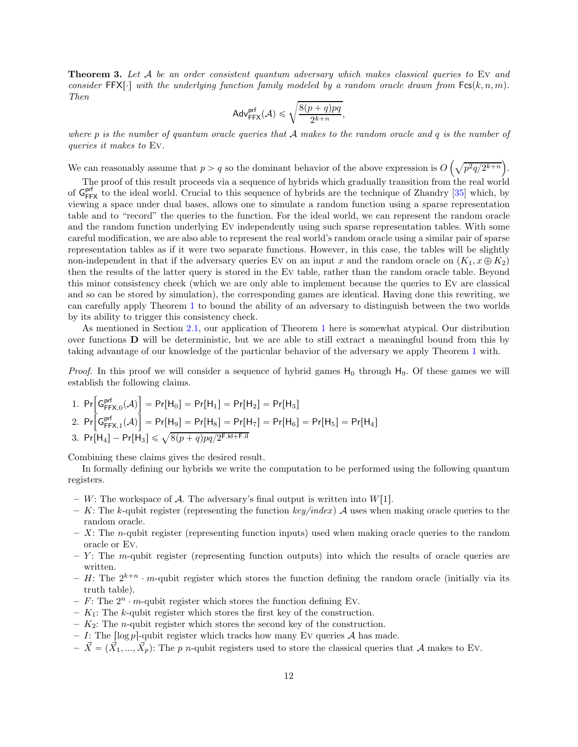**Theorem 3.** *Let $\mathcal{A}$ be an order consistent quantum adversary which makes classical queries to* Ev *and consider* $\mathsf{FFX}[\cdot]$ *with the underlying function family modeled by a random oracle drawn from* $\mathsf{Fcs}(k, n, m)$*. Then*

$$\mathsf{Adv}^{\mathsf{prf}}_{\mathsf{FFX}}(\mathcal{A}) \leqslant \sqrt{\frac{8(p+q)pq}{2^{k+n}}},$$

*where $p$ is the number of quantum oracle queries that $\mathcal{A}$ makes to the random oracle and $q$ is the number of queries it makes to* Ev.

We can reasonably assume that $p > q$ so the dominant behavior of the above expression is $O\left(\sqrt{p^2q/2^{k+n}}\right)$.

The proof of this result proceeds via a sequence of hybrids which gradually transition from the real world of $\mathsf{G}^{\mathsf{prf}}_{\mathsf{FFX}}$ to the ideal world. Crucial to this sequence of hybrids are the technique of Zhandry [35] which, by viewing a space under dual bases, allows one to simulate a random function using a sparse representation table and to "record" the queries to the function. For the ideal world, we can represent the random oracle and the random function underlying Ev independently using such sparse representation tables. With some careful modification, we are also able to represent the real world's random oracle using a similar pair of sparse representation tables as if it were two separate functions. However, in this case, the tables will be slightly non-independent in that if the adversary queries Ev on an input $x$ and the random oracle on $(K_1, x \oplus K_2)$ then the results of the latter query is stored in the Ev table, rather than the random oracle table. Beyond this minor consistency check (which we are only able to implement because the queries to Ev are classical and so can be stored by simulation), the corresponding games are identical. Having done this rewriting, we can carefully apply Theorem 1 to bound the ability of an adversary to distinguish between the two worlds by its ability to trigger this consistency check.

As mentioned in Section 2.1, our application of Theorem 1 here is somewhat atypical. Our distribution over functions $\mathbf{D}$ will be deterministic, but we are able to still extract a meaningful bound from this by taking advantage of our knowledge of the particular behavior of the adversary we apply Theorem 1 with.

*Proof.* In this proof we will consider a sequence of hybrid games $\mathsf{H}_0$ through $\mathsf{H}_9$. Of these games we will establish the following claims.

1. $\Pr\left[\mathsf{G}^{\mathsf{prf}}_{\mathsf{FFX},0}(\mathcal{A})\right] = \Pr[\mathsf{H}_0] = \Pr[\mathsf{H}_1] = \Pr[\mathsf{H}_2] = \Pr[\mathsf{H}_3]$
2. $\Pr\left[\mathsf{G}^{\mathsf{prf}}_{\mathsf{FFX},1}(\mathcal{A})\right] = \Pr[\mathsf{H}_9] = \Pr[\mathsf{H}_8] = \Pr[\mathsf{H}_7] = \Pr[\mathsf{H}_6] = \Pr[\mathsf{H}_5] = \Pr[\mathsf{H}_4]$
3. $\Pr[\mathsf{H}_4] - \Pr[\mathsf{H}_3] \leqslant \sqrt{8(p+q)pq/2^{\mathsf{F.kl}+\mathsf{F.il}}}$

Combining these claims gives the desired result.

In formally defining our hybrids we write the computation to be performed using the following quantum registers.

- $W$: The workspace of $\mathcal{A}$. The adversary's final output is written into $W[1]$.
- $K$: The $k$-qubit register (representing the function *key/index*) $\mathcal{A}$ uses when making oracle queries to the random oracle.
- $X$: The $n$-qubit register (representing function inputs) used when making oracle queries to the random oracle or Ev.
- $Y$: The $m$-qubit register (representing function outputs) into which the results of oracle queries are written.
- $H$: The $2^{k+n} \cdot m$-qubit register which stores the function defining the random oracle (initially via its truth table).
- $F$: The $2^n \cdot m$-qubit register which stores the function defining Ev.
- $K_1$: The $k$-qubit register which stores the first key of the construction.
- $K_2$: The $n$-qubit register which stores the second key of the construction.
- $I$: The $\lceil \log p \rceil$-qubit register which tracks how many Ev queries $\mathcal{A}$ has made.
- $\vec{X} = (\vec{X}_1, ..., \vec{X}_p)$: The $p$ $n$-qubit registers used to store the classical queries that $\mathcal{A}$ makes to Ev.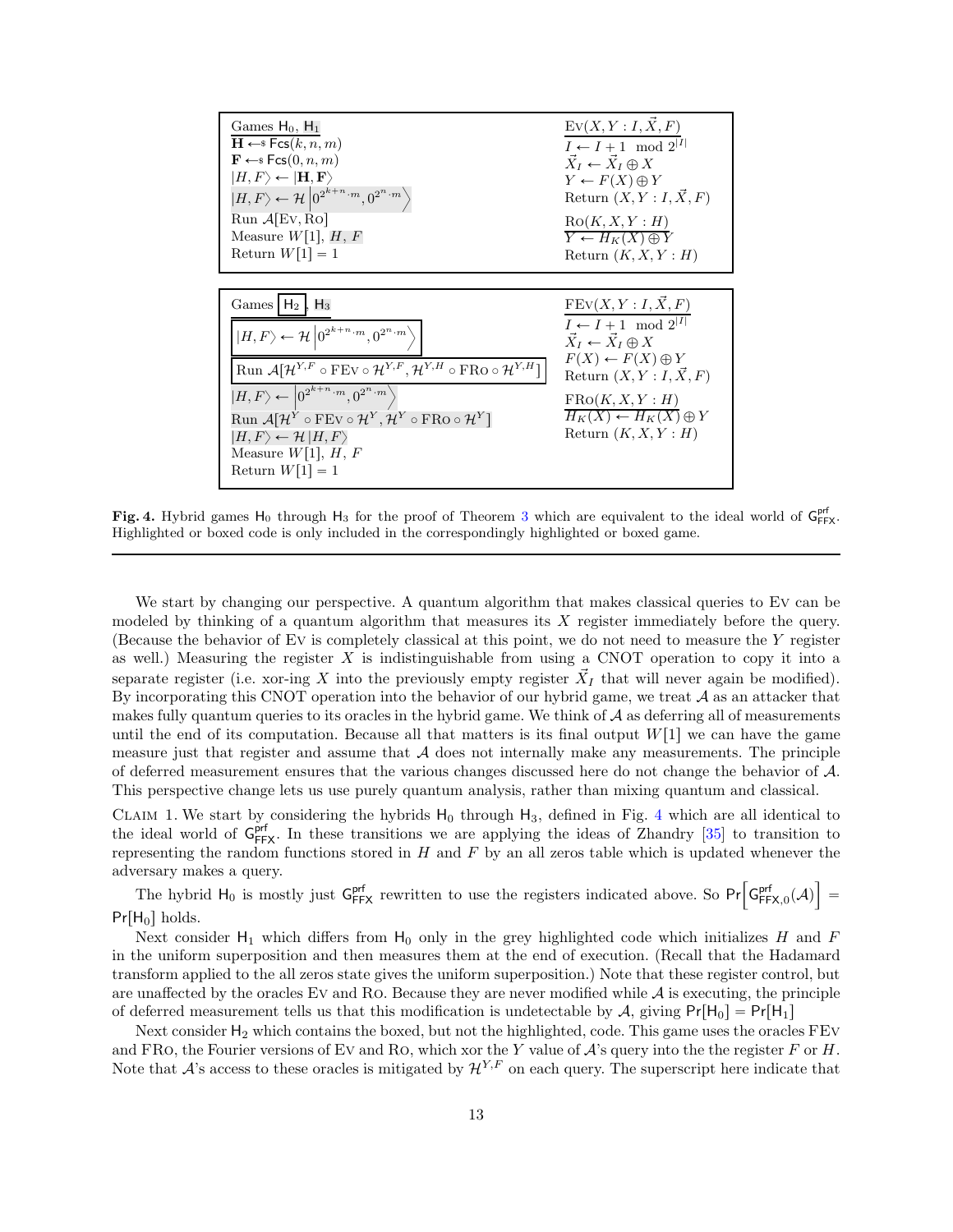```
Games H0, H1
H ←$ Fcs(k, n, m)
F ←$ Fcs(0, n, m)
|H, F⟩ ← |H, F⟩
|H, F⟩ ← 𝓗 |0^{2^{k+n}·m}, 0^{2^n·m}⟩
Run A[Ev, Ro]
Measure W[1], H, F
Return W[1] = 1
```

```
Ev(X, Y : I, X⃗, F)
I ← I + 1 mod 2^{|I|}
X⃗_I ← X⃗_I ⊕ X
Y ← F(X) ⊕ Y
Return (X, Y : I, X⃗, F)

Ro(K, X, Y : H)
Y ← H_K(X) ⊕ Y
Return (K, X, Y : H)
```

```
Games [H2], H3
[|H, F⟩ ← 𝓗 |0^{2^{k+n}·m}, 0^{2^n·m}⟩]
[Run A[𝓗^{Y,F} ∘ FEv ∘ 𝓗^{Y,F}, 𝓗^{Y,H} ∘ FRo ∘ 𝓗^{Y,H}]]
|H, F⟩ ← |0^{2^{k+n}·m}, 0^{2^n·m}⟩
Run A[𝓗^Y ∘ FEv ∘ 𝓗^Y, 𝓗^Y ∘ FRo ∘ 𝓗^Y]
|H, F⟩ ← 𝓗 |H, F⟩
Measure W[1], H, F
Return W[1] = 1
```

```
FEv(X, Y : I, X⃗, F)
I ← I + 1 mod 2^{|I|}
X⃗_I ← X⃗_I ⊕ X
F(X) ← F(X) ⊕ Y
Return (X, Y : I, X⃗, F)

FRo(K, X, Y : H)
H_K(X) ← H_K(X) ⊕ Y
Return (K, X, Y : H)
```

**Fig. 4.** Hybrid games $\mathsf{H}_0$ through $\mathsf{H}_3$ for the proof of Theorem 3 which are equivalent to the ideal world of $\mathsf{G}^{\mathsf{prf}}_{\mathsf{FFX}}$. Highlighted or boxed code is only included in the correspondingly highlighted or boxed game.

---

We start by changing our perspective. A quantum algorithm that makes classical queries to Ev can be modeled by thinking of a quantum algorithm that measures its $X$ register immediately before the query. (Because the behavior of Ev is completely classical at this point, we do not need to measure the $Y$ register as well.) Measuring the register $X$ is indistinguishable from using a CNOT operation to copy it into a separate register (i.e. xor-ing $X$ into the previously empty register $\vec{X}_I$ that will never again be modified). By incorporating this CNOT operation into the behavior of our hybrid game, we treat $\mathcal{A}$ as an attacker that makes fully quantum queries to its oracles in the hybrid game. We think of $\mathcal{A}$ as deferring all of measurements until the end of its computation. Because all that matters is its final output $W[1]$ we can have the game measure just that register and assume that $\mathcal{A}$ does not internally make any measurements. The principle of deferred measurement ensures that the various changes discussed here do not change the behavior of $\mathcal{A}$. This perspective change lets us use purely quantum analysis, rather than mixing quantum and classical.

Claim 1. We start by considering the hybrids $\mathsf{H}_0$ through $\mathsf{H}_3$, defined in Fig. 4 which are all identical to the ideal world of $\mathsf{G}^{\mathsf{prf}}_{\mathsf{FFX}}$. In these transitions we are applying the ideas of Zhandry [35] to transition to representing the random functions stored in $H$ and $F$ by an all zeros table which is updated whenever the adversary makes a query.

The hybrid $\mathsf{H}_0$ is mostly just $\mathsf{G}^{\mathsf{prf}}_{\mathsf{FFX}}$ rewritten to use the registers indicated above. So $\Pr\left[\mathsf{G}^{\mathsf{prf}}_{\mathsf{FFX},0}(\mathcal{A})\right] = \Pr[\mathsf{H}_0]$ holds.

Next consider $\mathsf{H}_1$ which differs from $\mathsf{H}_0$ only in the grey highlighted code which initializes $H$ and $F$ in the uniform superposition and then measures them at the end of execution. (Recall that the Hadamard transform applied to the all zeros state gives the uniform superposition.) Note that these register control, but are unaffected by the oracles Ev and Ro. Because they are never modified while $\mathcal{A}$ is executing, the principle of deferred measurement tells us that this modification is undetectable by $\mathcal{A}$, giving $\Pr[\mathsf{H}_0] = \Pr[\mathsf{H}_1]$

Next consider $\mathsf{H}_2$ which contains the boxed, but not the highlighted, code. This game uses the oracles FEv and FRo, the Fourier versions of Ev and Ro, which xor the $Y$ value of $\mathcal{A}$'s query into the the register $F$ or $H$. Note that $\mathcal{A}$'s access to these oracles is mitigated by $\mathcal{H}^{Y,F}$ on each query. The superscript here indicate that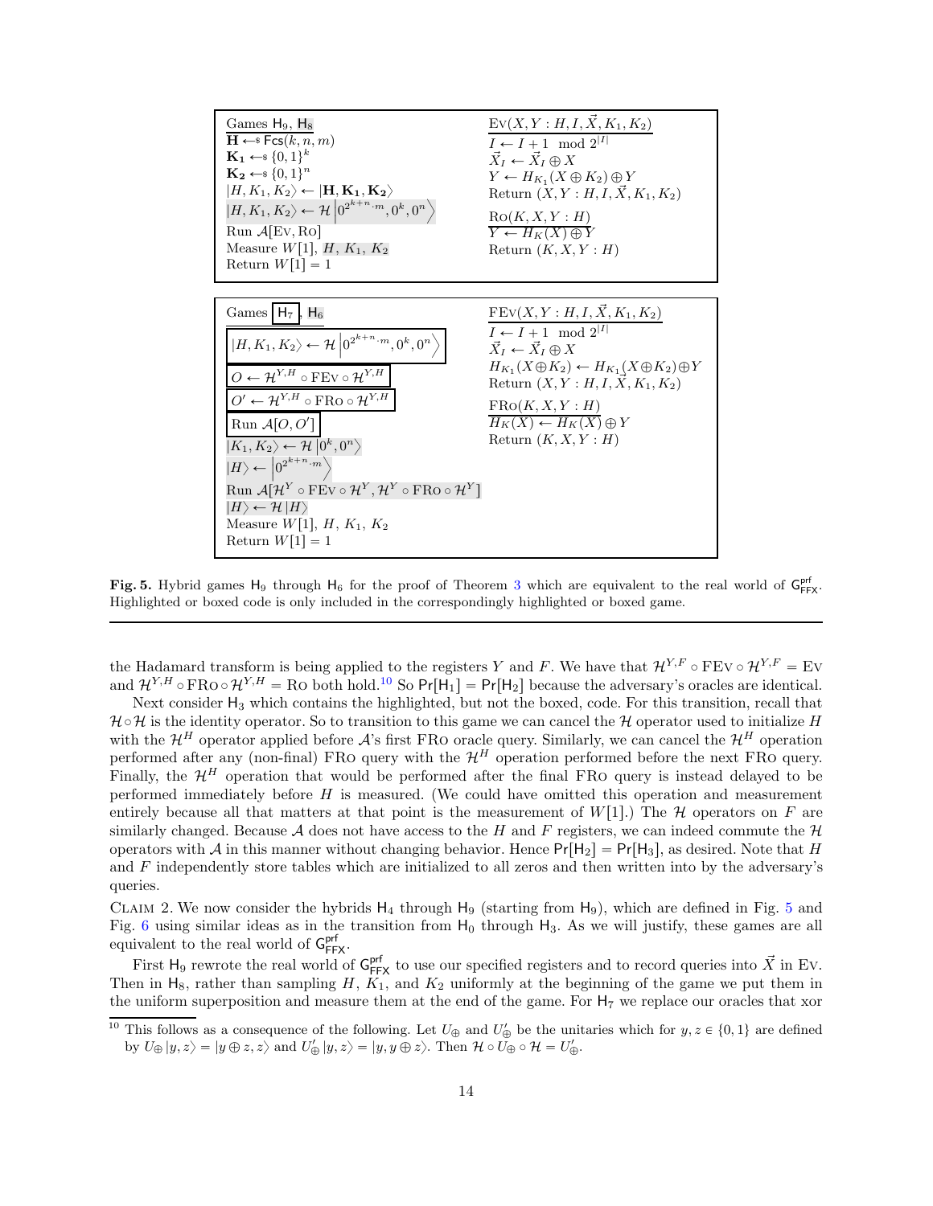```
Games H_9, H_8                                      Ev(X, Y : H, I, X⃗, K_1, K_2)
H ←$ Fcs(k, n, m)                                   I ← I + 1 mod 2^{|I|}
K_1 ←$ {0,1}^k                                      X⃗_I ← X⃗_I ⊕ X
K_2 ←$ {0,1}^n                                      Y ← H_{K_1}(X ⊕ K_2) ⊕ Y
|H, K_1, K_2⟩ ← |H, K_1, K_2⟩                        Return (X, Y : H, I, X⃗, K_1, K_2)
|H, K_1, K_2⟩ ← 𝓗 |0^{2^{k+n}·m}, 0^k, 0^n⟩
Run A[Ev, Ro]                                       Ro(K, X, Y : H)
Measure W[1], H, K_1, K_2                           Y ← H_K(X) ⊕ Y
Return W[1] = 1                                     Return (K, X, Y : H)
```

```
Games [H_7], H_6                                    FEv(X, Y : H, I, X⃗, K_1, K_2)
[ |H, K_1, K_2⟩ ← 𝓗 |0^{2^{k+n}·m}, 0^k, 0^n⟩ ]     I ← I + 1 mod 2^{|I|}
[ O ← 𝓗^{Y,H} ∘ FEv ∘ 𝓗^{Y,H} ]                     X⃗_I ← X⃗_I ⊕ X
[ O' ← 𝓗^{Y,H} ∘ FRo ∘ 𝓗^{Y,H} ]                    H_{K_1}(X⊕K_2) ← H_{K_1}(X⊕K_2)⊕Y
[ Run A[O, O'] ]                                    Return (X, Y : H, I, X⃗, K_1, K_2)
|K_1, K_2⟩ ← 𝓗 |0^k, 0^n⟩
|H⟩ ← |0^{2^{k+n}·m}⟩                                FRo(K, X, Y : H)
Run A[𝓗^Y ∘ FEv ∘ 𝓗^Y, 𝓗^Y ∘ FRo ∘ 𝓗^Y]             H_K(X) ← H_K(X) ⊕ Y
|H⟩ ← 𝓗 |H⟩                                          Return (K, X, Y : H)
Measure W[1], H, K_1, K_2
Return W[1] = 1
```

**Fig. 5.** Hybrid games $\mathsf{H}_9$ through $\mathsf{H}_6$ for the proof of Theorem 3 which are equivalent to the real world of $\mathsf{G}^{\mathsf{prf}}_{\mathsf{FFX}}$. Highlighted or boxed code is only included in the correspondingly highlighted or boxed game.

---

the Hadamard transform is being applied to the registers $Y$ and $F$. We have that $\mathcal{H}^{Y,F} \circ \text{FEv} \circ \mathcal{H}^{Y,F} = \text{Ev}$ and $\mathcal{H}^{Y,H} \circ \text{FRo} \circ \mathcal{H}^{Y,H} = \text{Ro}$ both hold.[10] So $\Pr[\mathsf{H}_1] = \Pr[\mathsf{H}_2]$ because the adversary's oracles are identical.

Next consider $\mathsf{H}_3$ which contains the highlighted, but not the boxed, code. For this transition, recall that $\mathcal{H} \circ \mathcal{H}$ is the identity operator. So to transition to this game we can cancel the $\mathcal{H}$ operator used to initialize $H$ with the $\mathcal{H}^H$ operator applied before $\mathcal{A}$'s first FRo oracle query. Similarly, we can cancel the $\mathcal{H}^H$ operation performed after any (non-final) FRo query with the $\mathcal{H}^H$ operation performed before the next FRo query. Finally, the $\mathcal{H}^H$ operation that would be performed after the final FRo query is instead delayed to be performed immediately before $H$ is measured. (We could have omitted this operation and measurement entirely because all that matters at that point is the measurement of $W[1]$.) The $\mathcal{H}$ operators on $F$ are similarly changed. Because $\mathcal{A}$ does not have access to the $H$ and $F$ registers, we can indeed commute the $\mathcal{H}$ operators with $\mathcal{A}$ in this manner without changing behavior. Hence $\Pr[\mathsf{H}_2] = \Pr[\mathsf{H}_3]$, as desired. Note that $H$ and $F$ independently store tables which are initialized to all zeros and then written into by the adversary's queries.

Claim 2. We now consider the hybrids $\mathsf{H}_4$ through $\mathsf{H}_9$ (starting from $\mathsf{H}_9$), which are defined in Fig. 5 and Fig. 6 using similar ideas as in the transition from $\mathsf{H}_0$ through $\mathsf{H}_3$. As we will justify, these games are all equivalent to the real world of $\mathsf{G}^{\mathsf{prf}}_{\mathsf{FFX}}$.

First $\mathsf{H}_9$ rewrote the real world of $\mathsf{G}^{\mathsf{prf}}_{\mathsf{FFX}}$ to use our specified registers and to record queries into $\vec{X}$ in Ev. Then in $\mathsf{H}_8$, rather than sampling $H$, $K_1$, and $K_2$ uniformly at the beginning of the game we put them in the uniform superposition and measure them at the end of the game. For $\mathsf{H}_7$ we replace our oracles that xor

---

[10] This follows as a consequence of the following. Let $U_\oplus$ and $U'_\oplus$ be the unitaries which for $y, z \in \{0,1\}$ are defined by $U_\oplus |y, z\rangle = |y \oplus z, z\rangle$ and $U'_\oplus |y, z\rangle = |y, y \oplus z\rangle$. Then $\mathcal{H} \circ U_\oplus \circ \mathcal{H} = U'_\oplus$.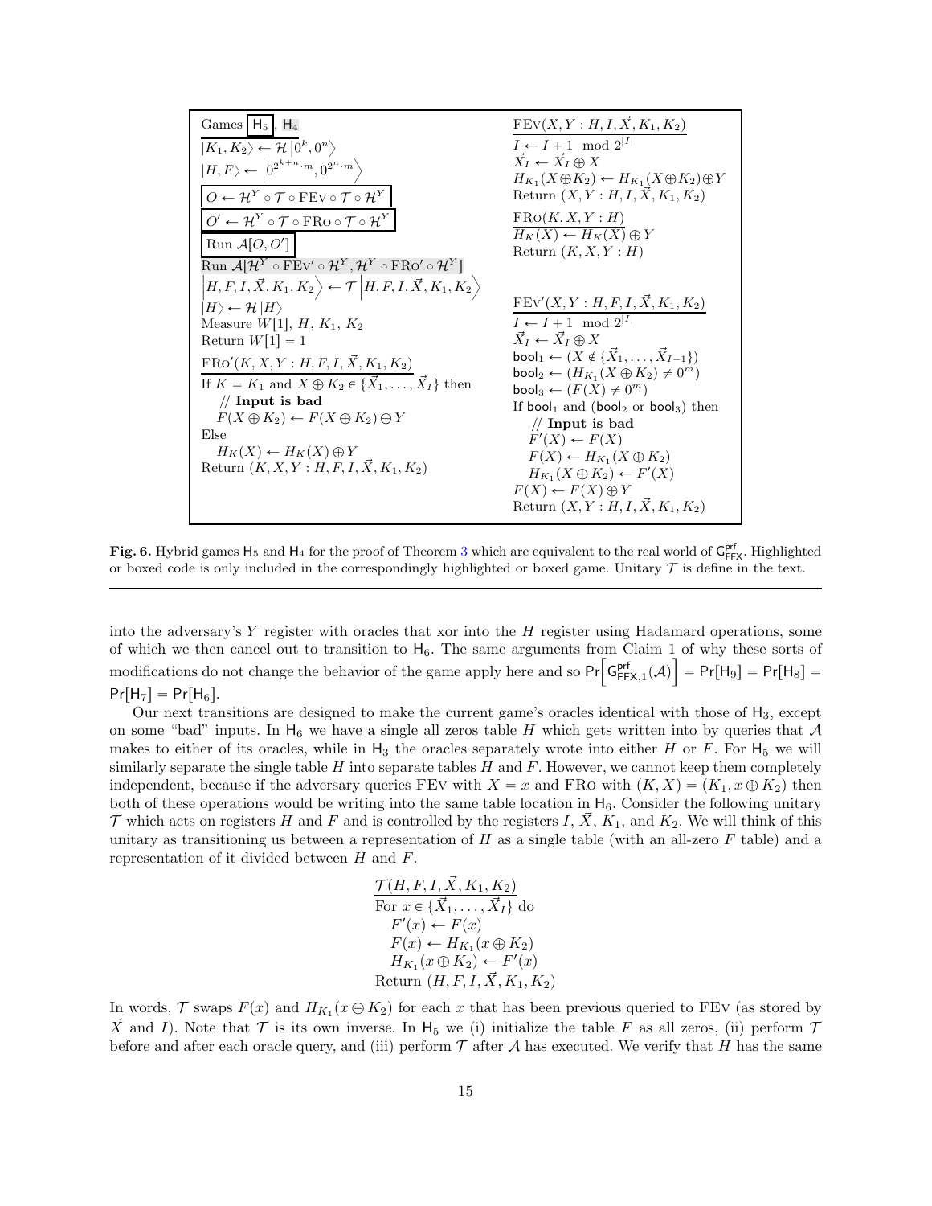```
Games [H5], H4
|K1, K2⟩ ← H |0^k, 0^n⟩
|H, F⟩ ← |0^{2^{k+n}·m}, 0^{2^n·m}⟩
[O ← H^Y ∘ T ∘ FEv ∘ T ∘ H^Y]
[O' ← H^Y ∘ T ∘ FRo ∘ T ∘ H^Y]
[Run A[O, O']]
Run A[H^Y ∘ FEv' ∘ H^Y, H^Y ∘ FRo' ∘ H^Y]
|H, F, I, X⃗, K1, K2⟩ ← T |H, F, I, X⃗, K1, K2⟩
|H⟩ ← H |H⟩
Measure W[1], H, K1, K2
Return W[1] = 1

FRo'(K, X, Y : H, F, I, X⃗, K1, K2)
If K = K1 and X ⊕ K2 ∈ {X⃗_1, ..., X⃗_I} then
   // Input is bad
   F(X ⊕ K2) ← F(X ⊕ K2) ⊕ Y
Else
   H_K(X) ← H_K(X) ⊕ Y
Return (K, X, Y : H, F, I, X⃗, K1, K2)

FEv(X, Y : H, I, X⃗, K1, K2)
I ← I + 1 mod 2^|I|
X⃗_I ← X⃗_I ⊕ X
H_K1(X⊕K2) ← H_K1(X⊕K2)⊕Y
Return (X, Y : H, I, X⃗, K1, K2)

FRo(K, X, Y : H)
H_K(X) ← H_K(X) ⊕ Y
Return (K, X, Y : H)

FEv'(X, Y : H, F, I, X⃗, K1, K2)
I ← I + 1 mod 2^|I|
X⃗_I ← X⃗_I ⊕ X
bool1 ← (X ∉ {X⃗_1, ..., X⃗_{I−1}})
bool2 ← (H_K1(X ⊕ K2) ≠ 0^m)
bool3 ← (F(X) ≠ 0^m)
If bool1 and (bool2 or bool3) then
   // Input is bad
   F'(X) ← F(X)
   F(X) ← H_K1(X ⊕ K2)
   H_K1(X ⊕ K2) ← F'(X)
F(X) ← F(X) ⊕ Y
Return (X, Y : H, I, X⃗, K1, K2)
```

**Fig. 6.** Hybrid games $\mathsf{H}_5$ and $\mathsf{H}_4$ for the proof of Theorem 3 which are equivalent to the real world of $\mathsf{G}^{\mathsf{prf}}_{\mathsf{FFX}}$. Highlighted or boxed code is only included in the correspondingly highlighted or boxed game. Unitary $\mathcal{T}$ is define in the text.

into the adversary's $Y$ register with oracles that xor into the $H$ register using Hadamard operations, some of which we then cancel out to transition to $\mathsf{H}_6$. The same arguments from Claim 1 of why these sorts of modifications do not change the behavior of the game apply here and so $\Pr\left[\mathsf{G}^{\mathsf{prf}}_{\mathsf{FFX},1}(\mathcal{A})\right] = \Pr[\mathsf{H}_9] = \Pr[\mathsf{H}_8] = \Pr[\mathsf{H}_7] = \Pr[\mathsf{H}_6]$.

Our next transitions are designed to make the current game's oracles identical with those of $\mathsf{H}_3$, except on some "bad" inputs. In $\mathsf{H}_6$ we have a single all zeros table $H$ which gets written into by queries that $\mathcal{A}$ makes to either of its oracles, while in $\mathsf{H}_3$ the oracles separately wrote into either $H$ or $F$. For $\mathsf{H}_5$ we will similarly separate the single table $H$ into separate tables $H$ and $F$. However, we cannot keep them completely independent, because if the adversary queries FEv with $X = x$ and FRo with $(K, X) = (K_1, x \oplus K_2)$ then both of these operations would be writing into the same table location in $\mathsf{H}_6$. Consider the following unitary $\mathcal{T}$ which acts on registers $H$ and $F$ and is controlled by the registers $I$, $\vec{X}$, $K_1$, and $K_2$. We will think of this unitary as transitioning us between a representation of $H$ as a single table (with an all-zero $F$ table) and a representation of it divided between $H$ and $F$.

```
T(H, F, I, X⃗, K1, K2)
For x ∈ {X⃗_1, ..., X⃗_I} do
   F'(x) ← F(x)
   F(x) ← H_K1(x ⊕ K2)
   H_K1(x ⊕ K2) ← F'(x)
Return (H, F, I, X⃗, K1, K2)
```

In words, $\mathcal{T}$ swaps $F(x)$ and $H_{K_1}(x \oplus K_2)$ for each $x$ that has been previous queried to FEv (as stored by $\vec{X}$ and $I$). Note that $\mathcal{T}$ is its own inverse. In $\mathsf{H}_5$ we (i) initialize the table $F$ as all zeros, (ii) perform $\mathcal{T}$ before and after each oracle query, and (iii) perform $\mathcal{T}$ after $\mathcal{A}$ has executed. We verify that $H$ has the same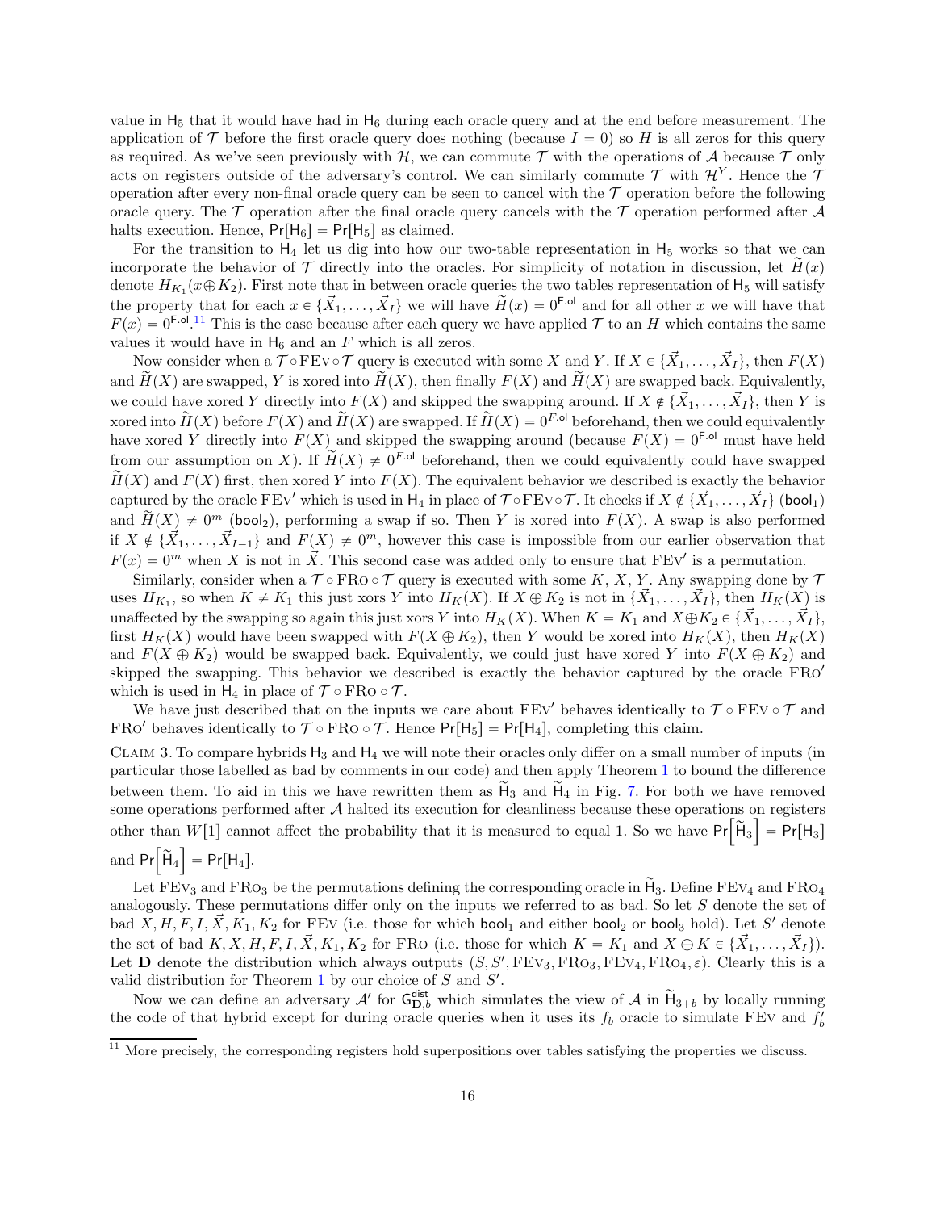value in $\mathsf{H}_5$ that it would have had in $\mathsf{H}_6$ during each oracle query and at the end before measurement. The application of $\mathcal{T}$ before the first oracle query does nothing (because $I = 0$) so $H$ is all zeros for this query as required. As we've seen previously with $\mathcal{H}$, we can commute $\mathcal{T}$ with the operations of $\mathcal{A}$ because $\mathcal{T}$ only acts on registers outside of the adversary's control. We can similarly commute $\mathcal{T}$ with $\mathcal{H}^Y$. Hence the $\mathcal{T}$ operation after every non-final oracle query can be seen to cancel with the $\mathcal{T}$ operation before the following oracle query. The $\mathcal{T}$ operation after the final oracle query cancels with the $\mathcal{T}$ operation performed after $\mathcal{A}$ halts execution. Hence, $\Pr[\mathsf{H}_6] = \Pr[\mathsf{H}_5]$ as claimed.

For the transition to $\mathsf{H}_4$ let us dig into how our two-table representation in $\mathsf{H}_5$ works so that we can incorporate the behavior of $\mathcal{T}$ directly into the oracles. For simplicity of notation in discussion, let $\widetilde{H}(x)$ denote $H_{K_1}(x \oplus K_2)$. First note that in between oracle queries the two tables representation of $\mathsf{H}_5$ will satisfy the property that for each $x \in \{\vec{X}_1, \ldots, \vec{X}_I\}$ we will have $\widetilde{H}(x) = 0^{\mathsf{F.ol}}$ and for all other $x$ we will have that $F(x) = 0^{\mathsf{F.ol}}$.[11] This is the case because after each query we have applied $\mathcal{T}$ to an $H$ which contains the same values it would have in $\mathsf{H}_6$ and an $F$ which is all zeros.

Now consider when a $\mathcal{T} \circ \mathrm{FEv} \circ \mathcal{T}$ query is executed with some $X$ and $Y$. If $X \in \{\vec{X}_1, \ldots, \vec{X}_I\}$, then $F(X)$ and $\widetilde{H}(X)$ are swapped, $Y$ is xored into $\widetilde{H}(X)$, then finally $F(X)$ and $\widetilde{H}(X)$ are swapped back. Equivalently, we could have xored $Y$ directly into $F(X)$ and skipped the swapping around. If $X \notin \{\vec{X}_1, \ldots, \vec{X}_I\}$, then $Y$ is xored into $\widetilde{H}(X)$ before $F(X)$ and $\widetilde{H}(X)$ are swapped. If $\widetilde{H}(X) = 0^{F.\mathsf{ol}}$ beforehand, then we could equivalently have xored $Y$ directly into $F(X)$ and skipped the swapping around (because $F(X) = 0^{\mathsf{F.ol}}$ must have held from our assumption on $X$). If $\widetilde{H}(X) \neq 0^{F.\mathsf{ol}}$ beforehand, then we could equivalently could have swapped $\widetilde{H}(X)$ and $F(X)$ first, then xored $Y$ into $F(X)$. The equivalent behavior we described is exactly the behavior captured by the oracle $\mathrm{FEv}'$ which is used in $\mathsf{H}_4$ in place of $\mathcal{T} \circ \mathrm{FEv} \circ \mathcal{T}$. It checks if $X \notin \{\vec{X}_1, \ldots, \vec{X}_I\}$ ($\mathsf{bool}_1$) and $\widetilde{H}(X) \neq 0^m$ ($\mathsf{bool}_2$), performing a swap if so. Then $Y$ is xored into $F(X)$. A swap is also performed if $X \notin \{\vec{X}_1, \ldots, \vec{X}_{I-1}\}$ and $F(X) \neq 0^m$, however this case is impossible from our earlier observation that $F(x) = 0^m$ when $X$ is not in $\vec{X}$. This second case was added only to ensure that $\mathrm{FEv}'$ is a permutation.

Similarly, consider when a $\mathcal{T} \circ \mathrm{FRo} \circ \mathcal{T}$ query is executed with some $K$, $X$, $Y$. Any swapping done by $\mathcal{T}$ uses $H_{K_1}$, so when $K \neq K_1$ this just xors $Y$ into $H_K(X)$. If $X \oplus K_2$ is not in $\{\vec{X}_1, \ldots, \vec{X}_I\}$, then $H_K(X)$ is unaffected by the swapping so again this just xors $Y$ into $H_K(X)$. When $K = K_1$ and $X \oplus K_2 \in \{\vec{X}_1, \ldots, \vec{X}_I\}$, first $H_K(X)$ would have been swapped with $F(X \oplus K_2)$, then $Y$ would be xored into $H_K(X)$, then $H_K(X)$ and $F(X \oplus K_2)$ would be swapped back. Equivalently, we could just have xored $Y$ into $F(X \oplus K_2)$ and skipped the swapping. This behavior we described is exactly the behavior captured by the oracle $\mathrm{FRo}'$ which is used in $\mathsf{H}_4$ in place of $\mathcal{T} \circ \mathrm{FRo} \circ \mathcal{T}$.

We have just described that on the inputs we care about $\mathrm{FEv}'$ behaves identically to $\mathcal{T} \circ \mathrm{FEv} \circ \mathcal{T}$ and $\mathrm{FRo}'$ behaves identically to $\mathcal{T} \circ \mathrm{FRo} \circ \mathcal{T}$. Hence $\Pr[\mathsf{H}_5] = \Pr[\mathsf{H}_4]$, completing this claim.

Claim 3. To compare hybrids $\mathsf{H}_3$ and $\mathsf{H}_4$ we will note their oracles only differ on a small number of inputs (in particular those labelled as bad by comments in our code) and then apply Theorem 1 to bound the difference between them. To aid in this we have rewritten them as $\widetilde{\mathsf{H}}_3$ and $\widetilde{\mathsf{H}}_4$ in Fig. 7. For both we have removed some operations performed after $\mathcal{A}$ halted its execution for cleanliness because these operations on registers other than $W[1]$ cannot affect the probability that it is measured to equal 1. So we have $\Pr\left[\widetilde{\mathsf{H}}_3\right] = \Pr[\mathsf{H}_3]$ and $\Pr\left[\widetilde{\mathsf{H}}_4\right] = \Pr[\mathsf{H}_4]$.

Let $\mathrm{FEv}_3$ and $\mathrm{FRo}_3$ be the permutations defining the corresponding oracle in $\widetilde{\mathsf{H}}_3$. Define $\mathrm{FEv}_4$ and $\mathrm{FRo}_4$ analogously. These permutations differ only on the inputs we referred to as bad. So let $S$ denote the set of bad $X, H, F, I, \vec{X}, K_1, K_2$ for $\mathrm{FEv}$ (i.e. those for which $\mathsf{bool}_1$ and either $\mathsf{bool}_2$ or $\mathsf{bool}_3$ hold). Let $S'$ denote the set of bad $K, X, H, F, I, \vec{X}, K_1, K_2$ for $\mathrm{FRo}$ (i.e. those for which $K = K_1$ and $X \oplus K \in \{\vec{X}_1, \ldots, \vec{X}_I\}$). Let $\mathbf{D}$ denote the distribution which always outputs $(S, S', \mathrm{FEv}_3, \mathrm{FRo}_3, \mathrm{FEv}_4, \mathrm{FRo}_4, \varepsilon)$. Clearly this is a valid distribution for Theorem 1 by our choice of $S$ and $S'$.

Now we can define an adversary $\mathcal{A}'$ for $\mathsf{G}^{\mathsf{dist}}_{\mathbf{D},b}$ which simulates the view of $\mathcal{A}$ in $\widetilde{\mathsf{H}}_{3+b}$ by locally running the code of that hybrid except for during oracle queries when it uses its $f_b$ oracle to simulate $\mathrm{FEv}$ and $f'_b$

[11] More precisely, the corresponding registers hold superpositions over tables satisfying the properties we discuss.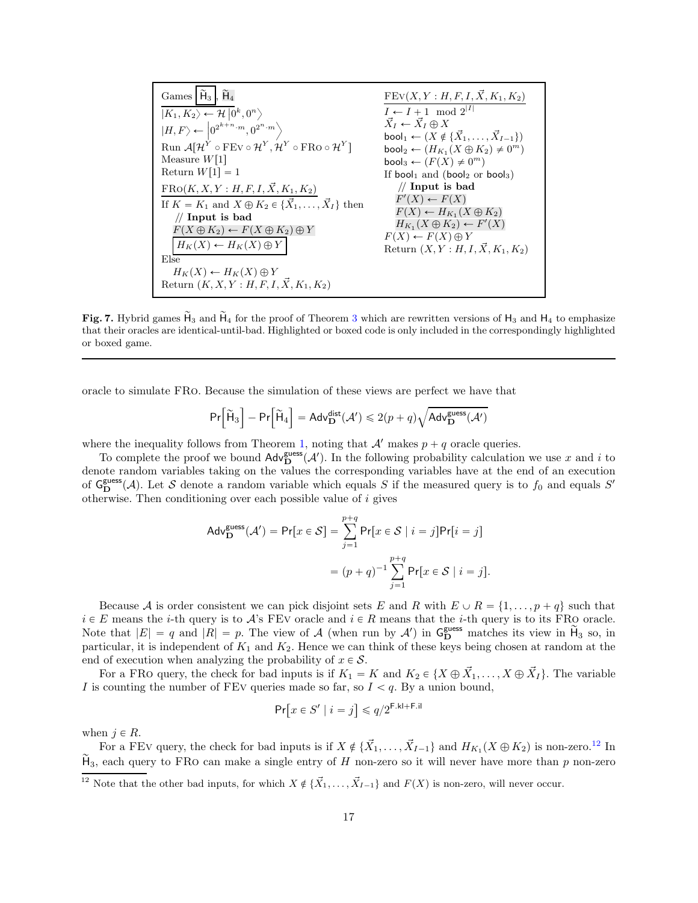```
Games [H̃_3], H̃_4
|K_1, K_2⟩ ← H|0^k, 0^n⟩
|H, F⟩ ← |0^{2^{k+n}·m}, 0^{2^n·m}⟩
Run A[H^Y ∘ FEv ∘ H^Y, H^Y ∘ FRo ∘ H^Y]
Measure W[1]
Return W[1] = 1

FRo(K, X, Y : H, F, I, X⃗, K_1, K_2)
If K = K_1 and X ⊕ K_2 ∈ {X⃗_1, ..., X⃗_I} then
   // Input is bad
   F(X ⊕ K_2) ← F(X ⊕ K_2) ⊕ Y
   [H_K(X) ← H_K(X) ⊕ Y]
Else
   H_K(X) ← H_K(X) ⊕ Y
Return (K, X, Y : H, F, I, X⃗, K_1, K_2)

FEv(X, Y : H, F, I, X⃗, K_1, K_2)
I ← I + 1 mod 2^{|I|}
X⃗_I ← X⃗_I ⊕ X
bool_1 ← (X ∉ {X⃗_1, ..., X⃗_{I-1}})
bool_2 ← (H_{K_1}(X ⊕ K_2) ≠ 0^m)
bool_3 ← (F(X) ≠ 0^m)
If bool_1 and (bool_2 or bool_3)
   // Input is bad
   F'(X) ← F(X)
   F(X) ← H_{K_1}(X ⊕ K_2)
   H_{K_1}(X ⊕ K_2) ← F'(X)
F(X) ← F(X) ⊕ Y
Return (X, Y : H, I, X⃗, K_1, K_2)
```

**Fig. 7.** Hybrid games $\widetilde{\mathsf{H}}_3$ and $\widetilde{\mathsf{H}}_4$ for the proof of Theorem 3 which are rewritten versions of $\mathsf{H}_3$ and $\mathsf{H}_4$ to emphasize that their oracles are identical-until-bad. Highlighted or boxed code is only included in the correspondingly highlighted or boxed game.

---

oracle to simulate FRo. Because the simulation of these views are perfect we have that

$$\Pr\left[\widetilde{\mathsf{H}}_3\right] - \Pr\left[\widetilde{\mathsf{H}}_4\right] = \mathsf{Adv}^{\mathsf{dist}}_{\mathbf{D}}(\mathcal{A}') \leqslant 2(p+q)\sqrt{\mathsf{Adv}^{\mathsf{guess}}_{\mathbf{D}}(\mathcal{A}')}$$

where the inequality follows from Theorem 1, noting that $\mathcal{A}'$ makes $p+q$ oracle queries.

To complete the proof we bound $\mathsf{Adv}^{\mathsf{guess}}_{\mathbf{D}}(\mathcal{A}')$. In the following probability calculation we use $x$ and $i$ to denote random variables taking on the values the corresponding variables have at the end of an execution of $\mathsf{G}^{\mathsf{guess}}_{\mathbf{D}}(\mathcal{A})$. Let $\mathcal{S}$ denote a random variable which equals $S$ if the measured query is to $f_0$ and equals $S'$ otherwise. Then conditioning over each possible value of $i$ gives

$$\begin{aligned}\mathsf{Adv}^{\mathsf{guess}}_{\mathbf{D}}(\mathcal{A}') = \Pr[x \in \mathcal{S}] &= \sum_{j=1}^{p+q} \Pr[x \in \mathcal{S} \mid i = j]\Pr[i = j] \\ &= (p+q)^{-1} \sum_{j=1}^{p+q} \Pr[x \in \mathcal{S} \mid i = j].\end{aligned}$$

Because $\mathcal{A}$ is order consistent we can pick disjoint sets $E$ and $R$ with $E \cup R = \{1, \ldots, p+q\}$ such that $i \in E$ means the $i$-th query is to $\mathcal{A}$'s FEv oracle and $i \in R$ means that the $i$-th query is to its FRo oracle. Note that $|E| = q$ and $|R| = p$. The view of $\mathcal{A}$ (when run by $\mathcal{A}'$) in $\mathsf{G}^{\mathsf{guess}}_{\mathbf{D}}$ matches its view in $\widetilde{\mathsf{H}}_3$ so, in particular, it is independent of $K_1$ and $K_2$. Hence we can think of these keys being chosen at random at the end of execution when analyzing the probability of $x \in \mathcal{S}$.

For a FRo query, the check for bad inputs is if $K_1 = K$ and $K_2 \in \{X \oplus \vec{X}_1, \ldots, X \oplus \vec{X}_I\}$. The variable $I$ is counting the number of FEv queries made so far, so $I < q$. By a union bound,

$$\Pr\left[x \in S' \mid i = j\right] \leqslant q/2^{\mathsf{F.kl}+\mathsf{F.il}}$$

when $j \in R$.

For a FEv query, the check for bad inputs is if $X \notin \{\vec{X}_1, \ldots, \vec{X}_{I-1}\}$ and $H_{K_1}(X \oplus K_2)$ is non-zero.[12] In $\widetilde{\mathsf{H}}_3$, each query to FRo can make a single entry of $H$ non-zero so it will never have more than $p$ non-zero

[12] Note that the other bad inputs, for which $X \notin \{\vec{X}_1, \ldots, \vec{X}_{I-1}\}$ and $F(X)$ is non-zero, will never occur.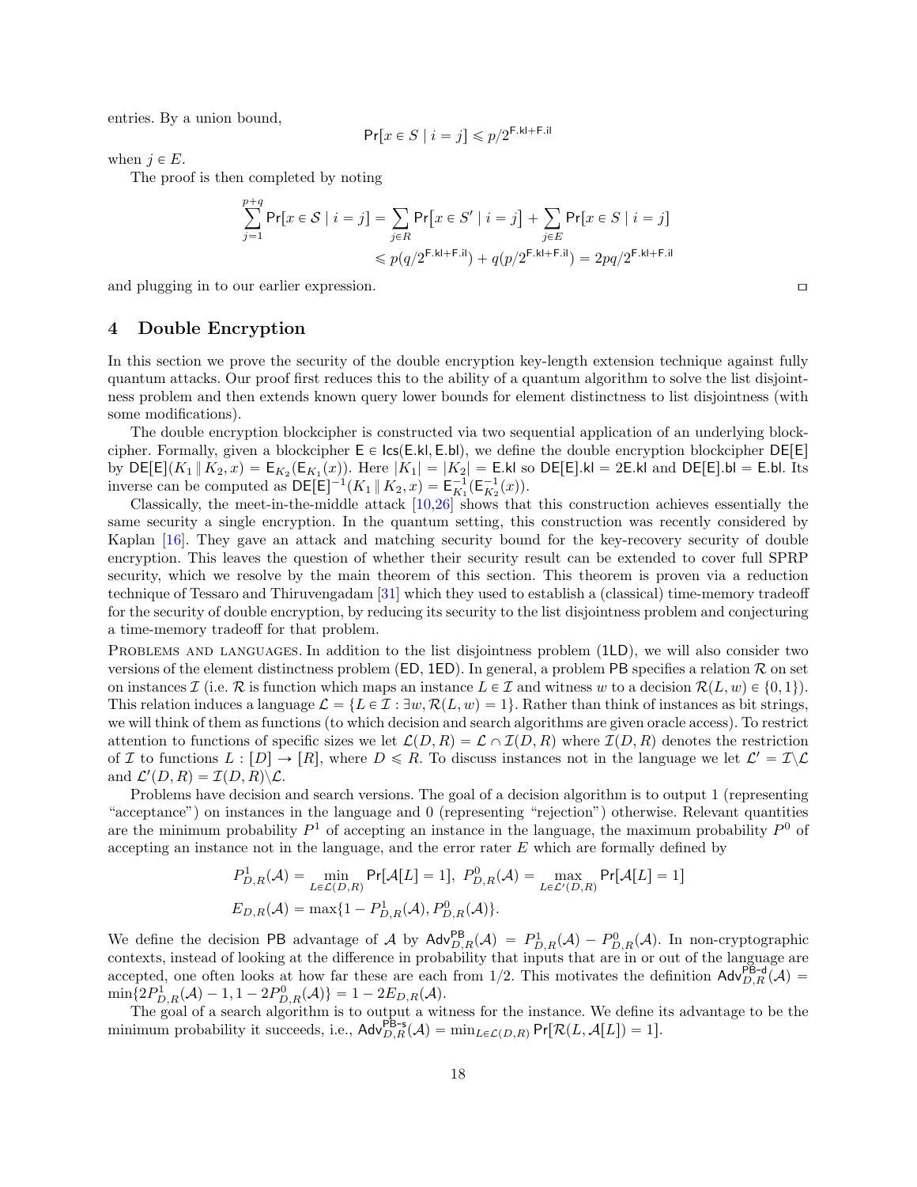entries. By a union bound,

$$\Pr[x \in S \mid i = j] \leqslant p/2^{\mathsf{F.kl}+\mathsf{F.il}}$$

when $j \in E$.

The proof is then completed by noting

$$\sum_{j=1}^{p+q} \Pr[x \in \mathcal{S} \mid i = j] = \sum_{j \in R} \Pr\big[x \in S' \mid i = j\big] + \sum_{j \in E} \Pr[x \in S \mid i = j]$$
$$\leqslant p(q/2^{\mathsf{F.kl}+\mathsf{F.il}}) + q(p/2^{\mathsf{F.kl}+\mathsf{F.il}}) = 2pq/2^{\mathsf{F.kl}+\mathsf{F.il}}$$

and plugging in to our earlier expression. □

## 4 Double Encryption

In this section we prove the security of the double encryption key-length extension technique against fully quantum attacks. Our proof first reduces this to the ability of a quantum algorithm to solve the list disjointness problem and then extends known query lower bounds for element distinctness to list disjointness (with some modifications).

The double encryption blockcipher is constructed via two sequential application of an underlying blockcipher. Formally, given a blockcipher $\mathsf{E} \in \mathsf{Ics}(\mathsf{E.kl}, \mathsf{E.bl})$, we define the double encryption blockcipher $\mathsf{DE}[\mathsf{E}]$ by $\mathsf{DE}[\mathsf{E}](K_1 \,\|\, K_2, x) = \mathsf{E}_{K_2}(\mathsf{E}_{K_1}(x))$. Here $|K_1| = |K_2| = \mathsf{E.kl}$ so $\mathsf{DE}[\mathsf{E}].\mathsf{kl} = 2\mathsf{E.kl}$ and $\mathsf{DE}[\mathsf{E}].\mathsf{bl} = \mathsf{E.bl}$. Its inverse can be computed as $\mathsf{DE}[\mathsf{E}]^{-1}(K_1 \,\|\, K_2, x) = \mathsf{E}_{K_1}^{-1}(\mathsf{E}_{K_2}^{-1}(x))$.

Classically, the meet-in-the-middle attack [10,26] shows that this construction achieves essentially the same security a single encryption. In the quantum setting, this construction was recently considered by Kaplan [16]. They gave an attack and matching security bound for the key-recovery security of double encryption. This leaves the question of whether their security result can be extended to cover full SPRP security, which we resolve by the main theorem of this section. This theorem is proven via a reduction technique of Tessaro and Thiruvengadam [31] which they used to establish a (classical) time-memory tradeoff for the security of double encryption, by reducing its security to the list disjointness problem and conjecturing a time-memory tradeoff for that problem.

Problems and languages. In addition to the list disjointness problem (1LD), we will also consider two versions of the element distinctness problem (ED, 1ED). In general, a problem PB specifies a relation $\mathcal{R}$ on set on instances $\mathcal{I}$ (i.e. $\mathcal{R}$ is function which maps an instance $L \in \mathcal{I}$ and witness $w$ to a decision $\mathcal{R}(L, w) \in \{0,1\}$). This relation induces a language $\mathcal{L} = \{L \in \mathcal{I} : \exists w, \mathcal{R}(L, w) = 1\}$. Rather than think of instances as bit strings, we will think of them as functions (to which decision and search algorithms are given oracle access). To restrict attention to functions of specific sizes we let $\mathcal{L}(D, R) = \mathcal{L} \cap \mathcal{I}(D, R)$ where $\mathcal{I}(D, R)$ denotes the restriction of $\mathcal{I}$ to functions $L : [D] \to [R]$, where $D \leqslant R$. To discuss instances not in the language we let $\mathcal{L}' = \mathcal{I} \backslash \mathcal{L}$ and $\mathcal{L}'(D, R) = \mathcal{I}(D, R) \backslash \mathcal{L}$.

Problems have decision and search versions. The goal of a decision algorithm is to output 1 (representing "acceptance") on instances in the language and 0 (representing "rejection") otherwise. Relevant quantities are the minimum probability $P^1$ of accepting an instance in the language, the maximum probability $P^0$ of accepting an instance not in the language, and the error rater $E$ which are formally defined by

$$P^1_{D,R}(\mathcal{A}) = \min_{L \in \mathcal{L}(D,R)} \Pr[\mathcal{A}[L] = 1],\ P^0_{D,R}(\mathcal{A}) = \max_{L \in \mathcal{L}'(D,R)} \Pr[\mathcal{A}[L] = 1]$$
$$E_{D,R}(\mathcal{A}) = \max\{1 - P^1_{D,R}(\mathcal{A}), P^0_{D,R}(\mathcal{A})\}.$$

We define the decision PB advantage of $\mathcal{A}$ by $\mathsf{Adv}^{\mathsf{PB}}_{D,R}(\mathcal{A}) = P^1_{D,R}(\mathcal{A}) - P^0_{D,R}(\mathcal{A})$. In non-cryptographic contexts, instead of looking at the difference in probability that inputs that are in or out of the language are accepted, one often looks at how far these are each from 1/2. This motivates the definition $\mathsf{Adv}^{\mathsf{PB\text{-}d}}_{D,R}(\mathcal{A}) = \min\{2P^1_{D,R}(\mathcal{A}) - 1, 1 - 2P^0_{D,R}(\mathcal{A})\} = 1 - 2E_{D,R}(\mathcal{A})$.

The goal of a search algorithm is to output a witness for the instance. We define its advantage to be the minimum probability it succeeds, i.e., $\mathsf{Adv}^{\mathsf{PB\text{-}s}}_{D,R}(\mathcal{A}) = \min_{L \in \mathcal{L}(D,R)} \Pr[\mathcal{R}(L, \mathcal{A}[L]) = 1]$.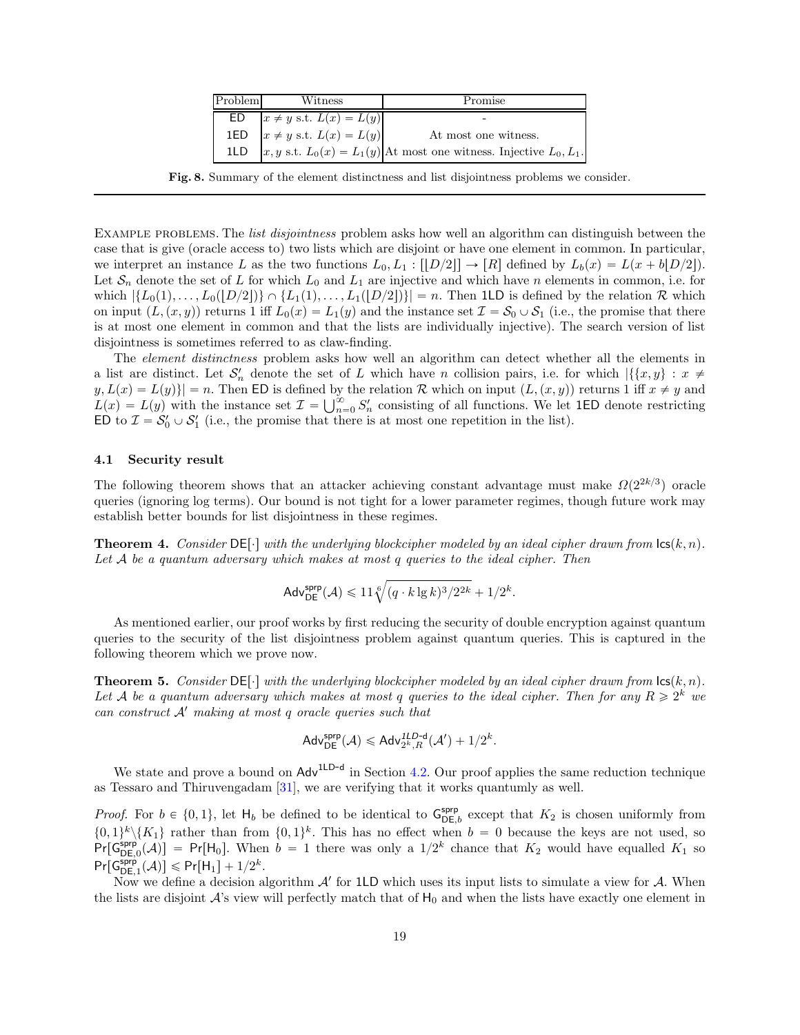| Problem | Witness | Promise |
|---|---|---|
| ED | $x \neq y$ s.t. $L(x) = L(y)$ | - |
| 1ED | $x \neq y$ s.t. $L(x) = L(y)$ | At most one witness. |
| 1LD | $x, y$ s.t. $L_0(x) = L_1(y)$ | At most one witness. Injective $L_0, L_1$. |

**Fig. 8.** Summary of the element distinctness and list disjointness problems we consider.

Example problems. The *list disjointness* problem asks how well an algorithm can distinguish between the case that is give (oracle access to) two lists which are disjoint or have one element in common. In particular, we interpret an instance $L$ as the two functions $L_0, L_1 : [\lfloor D/2 \rfloor] \to [R]$ defined by $L_b(x) = L(x + b\lfloor D/2 \rfloor)$. Let $\mathcal{S}_n$ denote the set of $L$ for which $L_0$ and $L_1$ are injective and which have $n$ elements in common, i.e. for which $|\{L_0(1), \ldots, L_0(\lfloor D/2 \rfloor)\} \cap \{L_1(1), \ldots, L_1(\lfloor D/2 \rfloor)\}| = n$. Then 1LD is defined by the relation $\mathcal{R}$ which on input $(L, (x, y))$ returns 1 iff $L_0(x) = L_1(y)$ and the instance set $\mathcal{I} = \mathcal{S}_0 \cup \mathcal{S}_1$ (i.e., the promise that there is at most one element in common and that the lists are individually injective). The search version of list disjointness is sometimes referred to as claw-finding.

The *element distinctness* problem asks how well an algorithm can detect whether all the elements in a list are distinct. Let $\mathcal{S}'_n$ denote the set of $L$ which have $n$ collision pairs, i.e. for which $|\{\{x, y\} : x \neq y, L(x) = L(y)\}| = n$. Then ED is defined by the relation $\mathcal{R}$ which on input $(L, (x, y))$ returns 1 iff $x \neq y$ and $L(x) = L(y)$ with the instance set $\mathcal{I} = \bigcup_{n=0}^{\infty} S'_n$ consisting of all functions. We let 1ED denote restricting ED to $\mathcal{I} = \mathcal{S}'_0 \cup \mathcal{S}'_1$ (i.e., the promise that there is at most one repetition in the list).

### 4.1 Security result

The following theorem shows that an attacker achieving constant advantage must make $\Omega(2^{2k/3})$ oracle queries (ignoring log terms). Our bound is not tight for a lower parameter regimes, though future work may establish better bounds for list disjointness in these regimes.

**Theorem 4.** *Consider* $\mathsf{DE}[\cdot]$ *with the underlying blockcipher modeled by an ideal cipher drawn from* $\mathsf{Ics}(k, n)$*. Let* $\mathcal{A}$ *be a quantum adversary which makes at most* $q$ *queries to the ideal cipher. Then*

$$\mathsf{Adv}^{\mathsf{sprp}}_{\mathsf{DE}}(\mathcal{A}) \leqslant 11\sqrt[6]{(q \cdot k \lg k)^3 / 2^{2k}} + 1/2^k.$$

As mentioned earlier, our proof works by first reducing the security of double encryption against quantum queries to the security of the list disjointness problem against quantum queries. This is captured in the following theorem which we prove now.

**Theorem 5.** *Consider* $\mathsf{DE}[\cdot]$ *with the underlying blockcipher modeled by an ideal cipher drawn from* $\mathsf{Ics}(k, n)$*. Let* $\mathcal{A}$ *be a quantum adversary which makes at most* $q$ *queries to the ideal cipher. Then for any* $R \geqslant 2^k$ *we can construct* $\mathcal{A}'$ *making at most* $q$ *oracle queries such that*

$$\mathsf{Adv}^{\mathsf{sprp}}_{\mathsf{DE}}(\mathcal{A}) \leqslant \mathsf{Adv}^{\mathit{1LD\text{-}d}}_{2^k, R}(\mathcal{A}') + 1/2^k.$$

We state and prove a bound on $\mathsf{Adv}^{\mathsf{1LD\text{-}d}}$ in Section 4.2. Our proof applies the same reduction technique as Tessaro and Thiruvengadam [31], we are verifying that it works quantumly as well.

*Proof.* For $b \in \{0, 1\}$, let $\mathsf{H}_b$ be defined to be identical to $\mathsf{G}^{\mathsf{sprp}}_{\mathsf{DE},b}$ except that $K_2$ is chosen uniformly from $\{0, 1\}^k \backslash \{K_1\}$ rather than from $\{0, 1\}^k$. This has no effect when $b = 0$ because the keys are not used, so $\Pr[\mathsf{G}^{\mathsf{sprp}}_{\mathsf{DE},0}(\mathcal{A})] = \Pr[\mathsf{H}_0]$. When $b = 1$ there was only a $1/2^k$ chance that $K_2$ would have equalled $K_1$ so $\Pr[\mathsf{G}^{\mathsf{sprp}}_{\mathsf{DE},1}(\mathcal{A})] \leqslant \Pr[\mathsf{H}_1] + 1/2^k$.

Now we define a decision algorithm $\mathcal{A}'$ for 1LD which uses its input lists to simulate a view for $\mathcal{A}$. When the lists are disjoint $\mathcal{A}$'s view will perfectly match that of $\mathsf{H}_0$ and when the lists have exactly one element in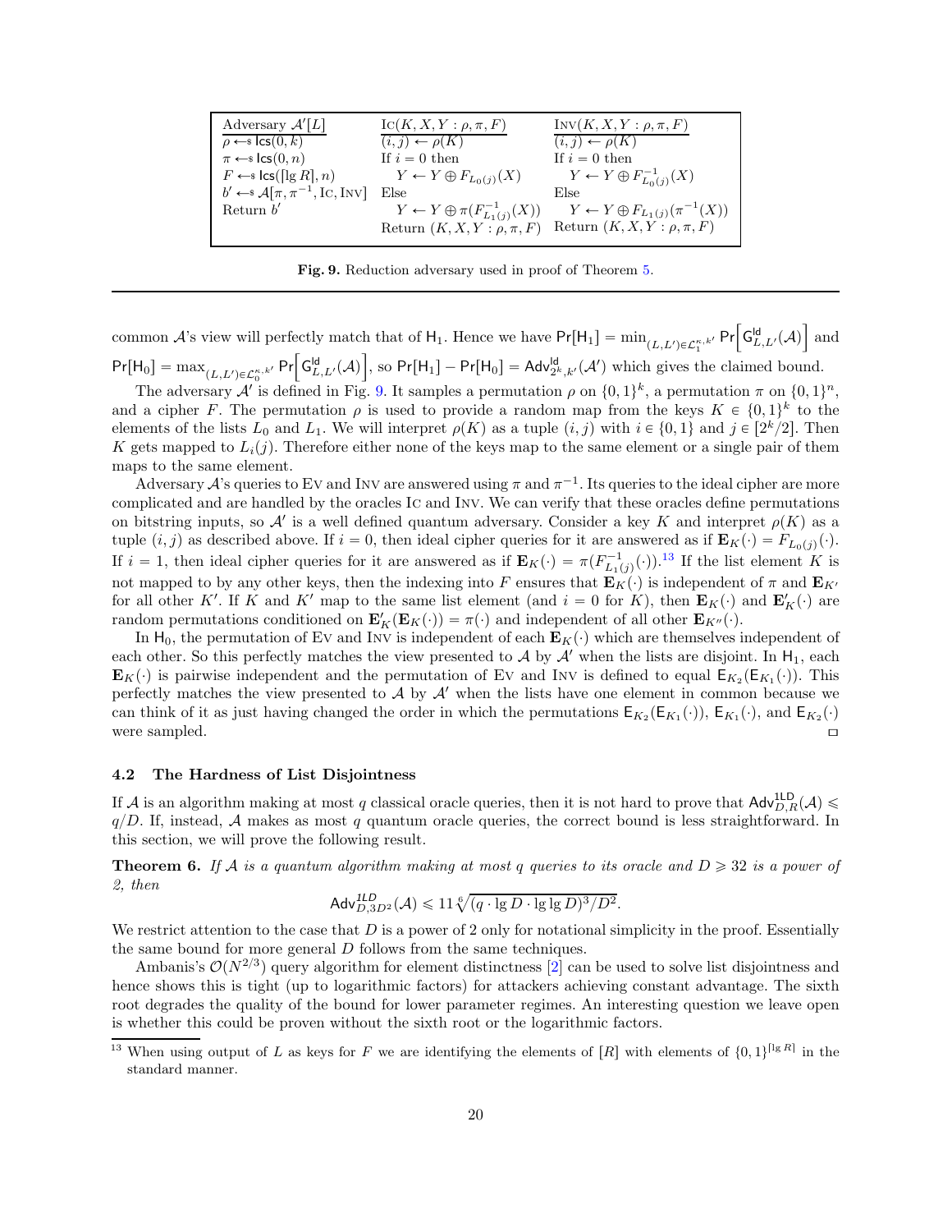| Adversary $\mathcal{A}'[L]$ | $\textsc{Ic}(K, X, Y : \rho, \pi, F)$ | $\textsc{Inv}(K, X, Y : \rho, \pi, F)$ |
|---|---|---|
| $\rho \leftarrow\$ \, \mathsf{lcs}(0, k)$ | $(i, j) \leftarrow \rho(K)$ | $(i, j) \leftarrow \rho(K)$ |
| $\pi \leftarrow\$ \, \mathsf{lcs}(0, n)$ | If $i = 0$ then | If $i = 0$ then |
| $F \leftarrow\$ \, \mathsf{lcs}(\lceil \lg R \rceil, n)$ | $\quad Y \leftarrow Y \oplus F_{L_0(j)}(X)$ | $\quad Y \leftarrow Y \oplus F^{-1}_{L_0(j)}(X)$ |
| $b' \leftarrow\$ \, \mathcal{A}[\pi, \pi^{-1}, \textsc{Ic}, \textsc{Inv}]$ | Else | Else |
| Return $b'$ | $\quad Y \leftarrow Y \oplus \pi(F^{-1}_{L_1(j)}(X))$ | $\quad Y \leftarrow Y \oplus F_{L_1(j)}(\pi^{-1}(X))$ |
| | Return $(K, X, Y : \rho, \pi, F)$ | Return $(K, X, Y : \rho, \pi, F)$ |

**Fig. 9.** Reduction adversary used in proof of Theorem 5.

common $\mathcal{A}$'s view will perfectly match that of $\mathsf{H}_1$. Hence we have $\Pr[\mathsf{H}_1] = \min_{(L,L') \in \mathcal{L}_1^{\kappa,k'}} \Pr\Big[\mathsf{G}^{\mathsf{ld}}_{L,L'}(\mathcal{A})\Big]$ and $\Pr[\mathsf{H}_0] = \max_{(L,L') \in \mathcal{L}_0^{\kappa,k'}} \Pr\Big[\mathsf{G}^{\mathsf{ld}}_{L,L'}(\mathcal{A})\Big]$, so $\Pr[\mathsf{H}_1] - \Pr[\mathsf{H}_0] = \mathsf{Adv}^{\mathsf{ld}}_{2^k,k'}(\mathcal{A}')$ which gives the claimed bound.

The adversary $\mathcal{A}'$ is defined in Fig. 9. It samples a permutation $\rho$ on $\{0,1\}^k$, a permutation $\pi$ on $\{0,1\}^n$, and a cipher $F$. The permutation $\rho$ is used to provide a random map from the keys $K \in \{0,1\}^k$ to the elements of the lists $L_0$ and $L_1$. We will interpret $\rho(K)$ as a tuple $(i,j)$ with $i \in \{0,1\}$ and $j \in [2^k/2]$. Then $K$ gets mapped to $L_i(j)$. Therefore either none of the keys map to the same element or a single pair of them maps to the same element.

Adversary $\mathcal{A}$'s queries to $\textsc{Ev}$ and $\textsc{Inv}$ are answered using $\pi$ and $\pi^{-1}$. Its queries to the ideal cipher are more complicated and are handled by the oracles $\textsc{Ic}$ and $\textsc{Inv}$. We can verify that these oracles define permutations on bitstring inputs, so $\mathcal{A}'$ is a well defined quantum adversary. Consider a key $K$ and interpret $\rho(K)$ as a tuple $(i,j)$ as described above. If $i = 0$, then ideal cipher queries for it are answered as if $\mathbf{E}_K(\cdot) = F_{L_0(j)}(\cdot)$. If $i = 1$, then ideal cipher queries for it are answered as if $\mathbf{E}_K(\cdot) = \pi(F^{-1}_{L_1(j)}(\cdot))$.[13] If the list element $K$ is not mapped to by any other keys, then the indexing into $F$ ensures that $\mathbf{E}_K(\cdot)$ is independent of $\pi$ and $\mathbf{E}_{K'}$ for all other $K'$. If $K$ and $K'$ map to the same list element (and $i = 0$ for $K$), then $\mathbf{E}_K(\cdot)$ and $\mathbf{E}'_K(\cdot)$ are random permutations conditioned on $\mathbf{E}'_K(\mathbf{E}_K(\cdot)) = \pi(\cdot)$ and independent of all other $\mathbf{E}_{K''}(\cdot)$.

In $\mathsf{H}_0$, the permutation of $\textsc{Ev}$ and $\textsc{Inv}$ is independent of each $\mathbf{E}_K(\cdot)$ which are themselves independent of each other. So this perfectly matches the view presented to $\mathcal{A}$ by $\mathcal{A}'$ when the lists are disjoint. In $\mathsf{H}_1$, each $\mathbf{E}_K(\cdot)$ is pairwise independent and the permutation of $\textsc{Ev}$ and $\textsc{Inv}$ is defined to equal $\mathsf{E}_{K_2}(\mathsf{E}_{K_1}(\cdot))$. This perfectly matches the view presented to $\mathcal{A}$ by $\mathcal{A}'$ when the lists have one element in common because we can think of it as just having changed the order in which the permutations $\mathsf{E}_{K_2}(\mathsf{E}_{K_1}(\cdot))$, $\mathsf{E}_{K_1}(\cdot)$, and $\mathsf{E}_{K_2}(\cdot)$ were sampled. □

### 4.2 The Hardness of List Disjointness

If $\mathcal{A}$ is an algorithm making at most $q$ classical oracle queries, then it is not hard to prove that $\mathsf{Adv}^{\mathsf{1LD}}_{D,R}(\mathcal{A}) \leqslant q/D$. If, instead, $\mathcal{A}$ makes as most $q$ quantum oracle queries, the correct bound is less straightforward. In this section, we will prove the following result.

**Theorem 6.** *If $\mathcal{A}$ is a quantum algorithm making at most $q$ queries to its oracle and $D \geqslant 32$ is a power of 2, then*

$$\mathsf{Adv}^{\mathit{1LD}}_{D,3D^2}(\mathcal{A}) \leqslant 11 \sqrt[6]{(q \cdot \lg D \cdot \lg \lg D)^3 / D^2}.$$

We restrict attention to the case that $D$ is a power of 2 only for notational simplicity in the proof. Essentially the same bound for more general $D$ follows from the same techniques.

Ambanis's $\mathcal{O}(N^{2/3})$ query algorithm for element distinctness [2] can be used to solve list disjointness and hence shows this is tight (up to logarithmic factors) for attackers achieving constant advantage. The sixth root degrades the quality of the bound for lower parameter regimes. An interesting question we leave open is whether this could be proven without the sixth root or the logarithmic factors.

[13] When using output of $L$ as keys for $F$ we are identifying the elements of $[R]$ with elements of $\{0,1\}^{\lceil \lg R \rceil}$ in the standard manner.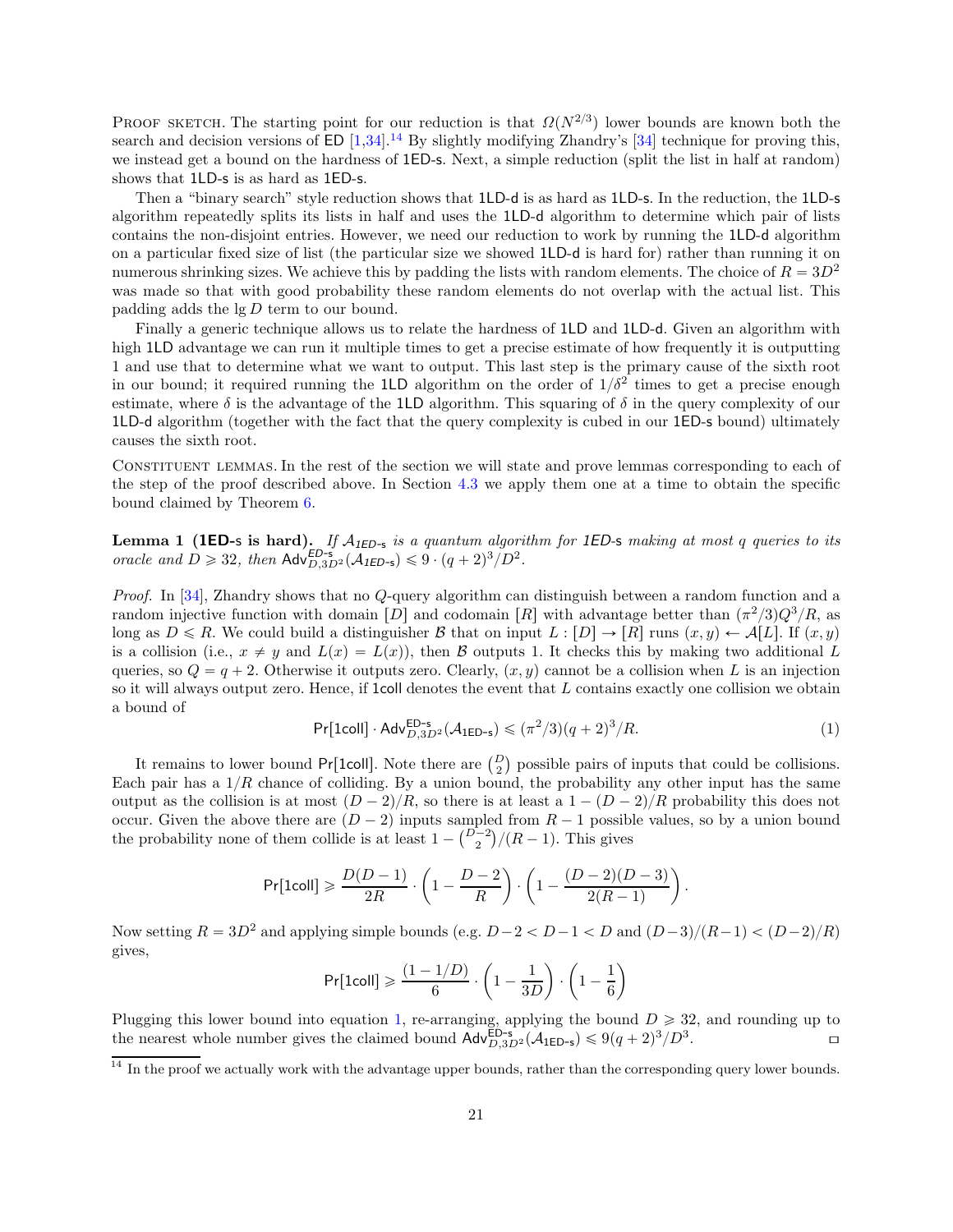PROOF SKETCH. The starting point for our reduction is that $\Omega(N^{2/3})$ lower bounds are known both the search and decision versions of ED [1,34].[14] By slightly modifying Zhandry's [34] technique for proving this, we instead get a bound on the hardness of 1ED-s. Next, a simple reduction (split the list in half at random) shows that 1LD-s is as hard as 1ED-s.

Then a "binary search" style reduction shows that 1LD-d is as hard as 1LD-s. In the reduction, the 1LD-s algorithm repeatedly splits its lists in half and uses the 1LD-d algorithm to determine which pair of lists contains the non-disjoint entries. However, we need our reduction to work by running the 1LD-d algorithm on a particular fixed size of list (the particular size we showed 1LD-d is hard for) rather than running it on numerous shrinking sizes. We achieve this by padding the lists with random elements. The choice of $R = 3D^2$ was made so that with good probability these random elements do not overlap with the actual list. This padding adds the $\lg D$ term to our bound.

Finally a generic technique allows us to relate the hardness of 1LD and 1LD-d. Given an algorithm with high 1LD advantage we can run it multiple times to get a precise estimate of how frequently it is outputting 1 and use that to determine what we want to output. This last step is the primary cause of the sixth root in our bound; it required running the 1LD algorithm on the order of $1/\delta^2$ times to get a precise enough estimate, where $\delta$ is the advantage of the 1LD algorithm. This squaring of $\delta$ in the query complexity of our 1LD-d algorithm (together with the fact that the query complexity is cubed in our 1ED-s bound) ultimately causes the sixth root.

CONSTITUENT LEMMAS. In the rest of the section we will state and prove lemmas corresponding to each of the step of the proof described above. In Section 4.3 we apply them one at a time to obtain the specific bound claimed by Theorem 6.

**Lemma 1 (1ED-s is hard).** *If $\mathcal{A}_{\text{1ED-s}}$ is a quantum algorithm for 1ED-s making at most $q$ queries to its oracle and $D \geqslant 32$, then $\mathsf{Adv}^{\text{ED-s}}_{D,3D^2}(\mathcal{A}_{\text{1ED-s}}) \leqslant 9 \cdot (q+2)^3/D^2$.*

*Proof.* In [34], Zhandry shows that no $Q$-query algorithm can distinguish between a random function and a random injective function with domain $[D]$ and codomain $[R]$ with advantage better than $(\pi^2/3)Q^3/R$, as long as $D \leqslant R$. We could build a distinguisher $\mathcal{B}$ that on input $L : [D] \to [R]$ runs $(x, y) \leftarrow \mathcal{A}[L]$. If $(x, y)$ is a collision (i.e., $x \neq y$ and $L(x) = L(x)$), then $\mathcal{B}$ outputs 1. It checks this by making two additional $L$ queries, so $Q = q + 2$. Otherwise it outputs zero. Clearly, $(x, y)$ cannot be a collision when $L$ is an injection so it will always output zero. Hence, if 1coll denotes the event that $L$ contains exactly one collision we obtain a bound of

$$\Pr[\text{1coll}] \cdot \mathsf{Adv}^{\text{ED-s}}_{D,3D^2}(\mathcal{A}_{\text{1ED-s}}) \leqslant (\pi^2/3)(q+2)^3/R. \tag{1}$$

It remains to lower bound $\Pr[\text{1coll}]$. Note there are $\binom{D}{2}$ possible pairs of inputs that could be collisions. Each pair has a $1/R$ chance of colliding. By a union bound, the probability any other input has the same output as the collision is at most $(D-2)/R$, so there is at least a $1-(D-2)/R$ probability this does not occur. Given the above there are $(D-2)$ inputs sampled from $R-1$ possible values, so by a union bound the probability none of them collide is at least $1 - \binom{D-2}{2}/(R-1)$. This gives

$$\Pr[\text{1coll}] \geqslant \frac{D(D-1)}{2R} \cdot \left(1 - \frac{D-2}{R}\right) \cdot \left(1 - \frac{(D-2)(D-3)}{2(R-1)}\right).$$

Now setting $R = 3D^2$ and applying simple bounds (e.g. $D-2 < D-1 < D$ and $(D-3)/(R-1) < (D-2)/R$) gives,

$$\Pr[\text{1coll}] \geqslant \frac{(1-1/D)}{6} \cdot \left(1 - \frac{1}{3D}\right) \cdot \left(1 - \frac{1}{6}\right)$$

Plugging this lower bound into equation 1, re-arranging, applying the bound $D \geqslant 32$, and rounding up to the nearest whole number gives the claimed bound $\mathsf{Adv}^{\text{ED-s}}_{D,3D^2}(\mathcal{A}_{\text{1ED-s}}) \leqslant 9(q+2)^3/D^3$. ◻

[14] In the proof we actually work with the advantage upper bounds, rather than the corresponding query lower bounds.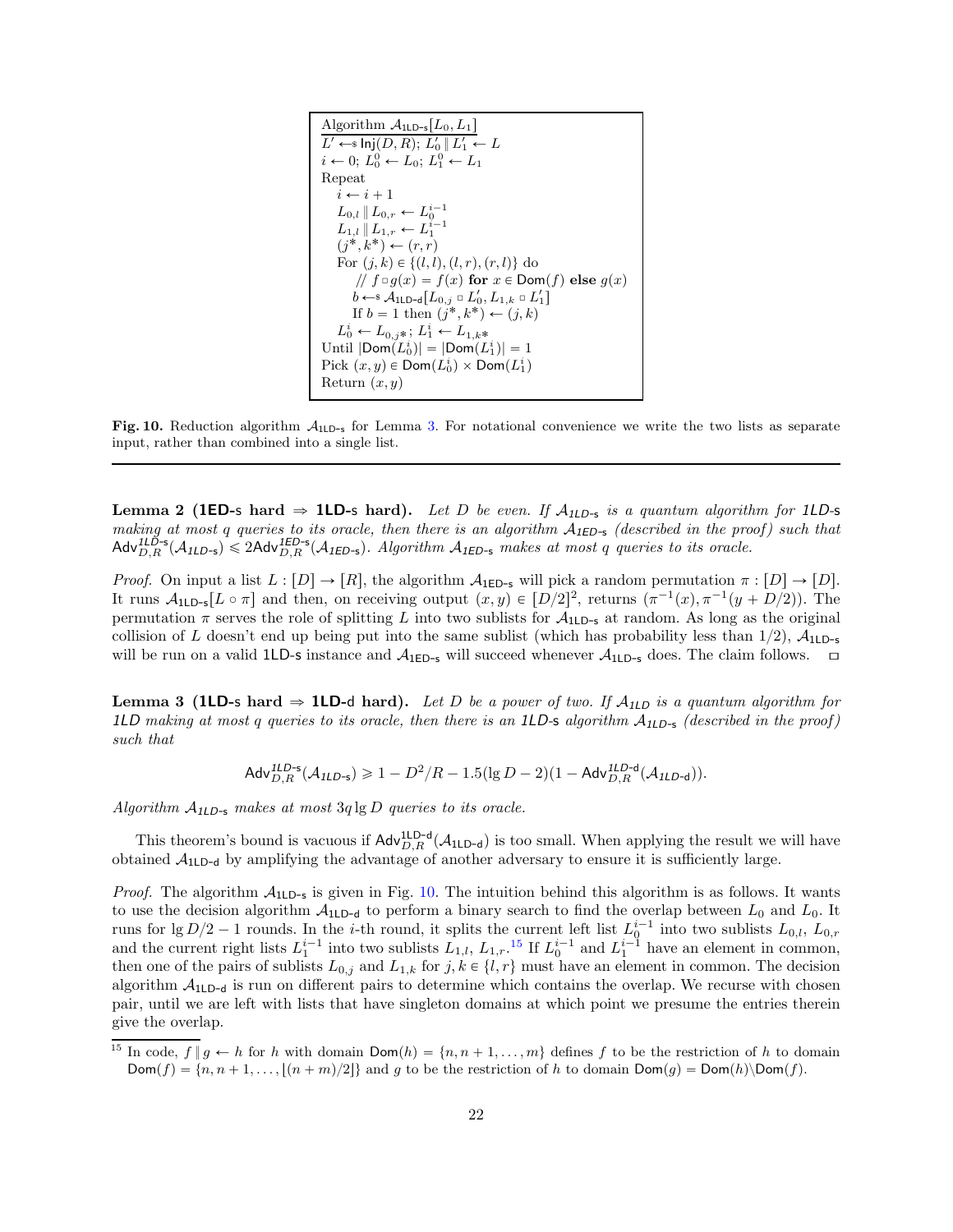```
Algorithm A_1LD-s[L_0, L_1]
L' ←$ Inj(D, R); L'_0 ∥ L'_1 ← L
i ← 0; L_0^0 ← L_0; L_1^0 ← L_1
Repeat
   i ← i + 1
   L_{0,l} ∥ L_{0,r} ← L_0^{i-1}
   L_{1,l} ∥ L_{1,r} ← L_1^{i-1}
   (j*, k*) ← (r, r)
   For (j, k) ∈ {(l, l), (l, r), (r, l)} do
      // f □ g(x) = f(x) for x ∈ Dom(f) else g(x)
      b ←$ A_1LD-d[L_{0,j} □ L'_0, L_{1,k} □ L'_1]
      If b = 1 then (j*, k*) ← (j, k)
   L_0^i ← L_{0,j*}; L_1^i ← L_{1,k*}
Until |Dom(L_0^i)| = |Dom(L_1^i)| = 1
Pick (x, y) ∈ Dom(L_0^i) × Dom(L_1^i)
Return (x, y)
```

**Fig. 10.** Reduction algorithm $\mathcal{A}_{\text{1LD-s}}$ for Lemma 3. For notational convenience we write the two lists as separate input, rather than combined into a single list.

---

**Lemma 2 (1ED-s hard ⇒ 1LD-s hard).** *Let $D$ be even. If $\mathcal{A}_{\text{1LD-s}}$ is a quantum algorithm for 1LD-s making at most $q$ queries to its oracle, then there is an algorithm $\mathcal{A}_{\text{1ED-s}}$ (described in the proof) such that $\mathsf{Adv}^{\text{1LD-s}}_{D,R}(\mathcal{A}_{\text{1LD-s}}) \leqslant 2\mathsf{Adv}^{\text{1ED-s}}_{D,R}(\mathcal{A}_{\text{1ED-s}})$. Algorithm $\mathcal{A}_{\text{1ED-s}}$ makes at most $q$ queries to its oracle.*

*Proof.* On input a list $L : [D] \to [R]$, the algorithm $\mathcal{A}_{\text{1ED-s}}$ will pick a random permutation $\pi : [D] \to [D]$. It runs $\mathcal{A}_{\text{1LD-s}}[L \circ \pi]$ and then, on receiving output $(x, y) \in [D/2]^2$, returns $(\pi^{-1}(x), \pi^{-1}(y + D/2))$. The permutation $\pi$ serves the role of splitting $L$ into two sublists for $\mathcal{A}_{\text{1LD-s}}$ at random. As long as the original collision of $L$ doesn't end up being put into the same sublist (which has probability less than 1/2), $\mathcal{A}_{\text{1LD-s}}$ will be run on a valid 1LD-s instance and $\mathcal{A}_{\text{1ED-s}}$ will succeed whenever $\mathcal{A}_{\text{1LD-s}}$ does. The claim follows. □

**Lemma 3 (1LD-s hard ⇒ 1LD-d hard).** *Let $D$ be a power of two. If $\mathcal{A}_{\text{1LD}}$ is a quantum algorithm for 1LD making at most $q$ queries to its oracle, then there is an 1LD-s algorithm $\mathcal{A}_{\text{1LD-s}}$ (described in the proof) such that*

$$\mathsf{Adv}^{\text{1LD-s}}_{D,R}(\mathcal{A}_{\text{1LD-s}}) \geqslant 1 - D^2/R - 1.5(\lg D - 2)(1 - \mathsf{Adv}^{\text{1LD-d}}_{D,R}(\mathcal{A}_{\text{1LD-d}})).$$

*Algorithm $\mathcal{A}_{\text{1LD-s}}$ makes at most $3q \lg D$ queries to its oracle.*

This theorem's bound is vacuous if $\mathsf{Adv}^{\text{1LD-d}}_{D,R}(\mathcal{A}_{\text{1LD-d}})$ is too small. When applying the result we will have obtained $\mathcal{A}_{\text{1LD-d}}$ by amplifying the advantage of another adversary to ensure it is sufficiently large.

*Proof.* The algorithm $\mathcal{A}_{\text{1LD-s}}$ is given in Fig. 10. The intuition behind this algorithm is as follows. It wants to use the decision algorithm $\mathcal{A}_{\text{1LD-d}}$ to perform a binary search to find the overlap between $L_0$ and $L_0$. It runs for $\lg D/2 - 1$ rounds. In the $i$-th round, it splits the current left list $L_0^{i-1}$ into two sublists $L_{0,l}$, $L_{0,r}$ and the current right lists $L_1^{i-1}$ into two sublists $L_{1,l}$, $L_{1,r}$.[15] If $L_0^{i-1}$ and $L_1^{i-1}$ have an element in common, then one of the pairs of sublists $L_{0,j}$ and $L_{1,k}$ for $j, k \in \{l, r\}$ must have an element in common. The decision algorithm $\mathcal{A}_{\text{1LD-d}}$ is run on different pairs to determine which contains the overlap. We recurse with chosen pair, until we are left with lists that have singleton domains at which point we presume the entries therein give the overlap.

[15] In code, $f \parallel g \leftarrow h$ for $h$ with domain $\mathsf{Dom}(h) = \{n, n+1, \ldots, m\}$ defines $f$ to be the restriction of $h$ to domain $\mathsf{Dom}(f) = \{n, n+1, \ldots, \lfloor (n+m)/2 \rfloor\}$ and $g$ to be the restriction of $h$ to domain $\mathsf{Dom}(g) = \mathsf{Dom}(h) \backslash \mathsf{Dom}(f)$.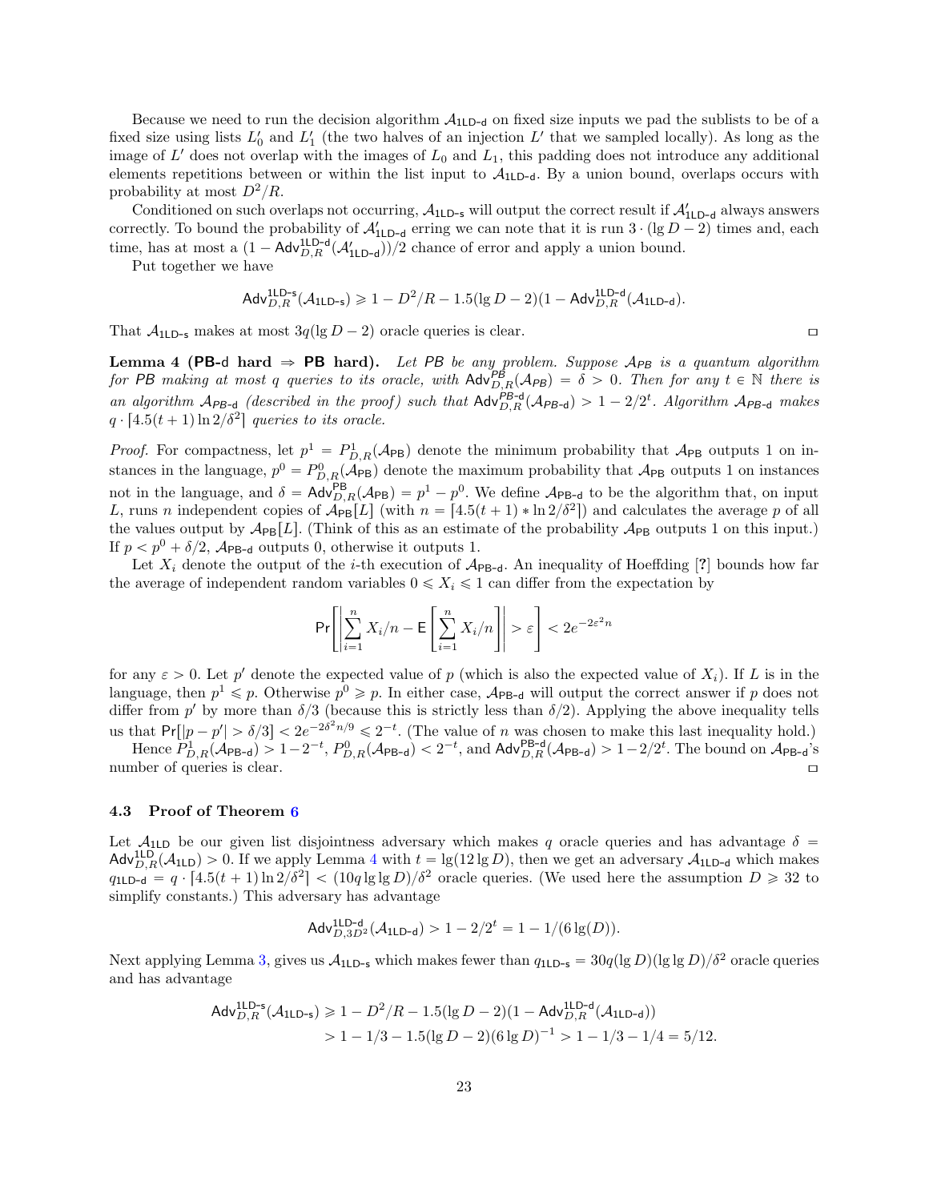Because we need to run the decision algorithm $\mathcal{A}_{\mathsf{1LD\text{-}d}}$ on fixed size inputs we pad the sublists to be of a fixed size using lists $L'_0$ and $L'_1$ (the two halves of an injection $L'$ that we sampled locally). As long as the image of $L'$ does not overlap with the images of $L_0$ and $L_1$, this padding does not introduce any additional elements repetitions between or within the list input to $\mathcal{A}_{\mathsf{1LD\text{-}d}}$. By a union bound, overlaps occurs with probability at most $D^2/R$.

Conditioned on such overlaps not occurring, $\mathcal{A}_{\mathsf{1LD\text{-}s}}$ will output the correct result if $\mathcal{A}'_{\mathsf{1LD\text{-}d}}$ always answers correctly. To bound the probability of $\mathcal{A}'_{\mathsf{1LD\text{-}d}}$ erring we can note that it is run $3 \cdot (\lg D - 2)$ times and, each time, has at most a $(1 - \mathsf{Adv}^{\mathsf{1LD\text{-}d}}_{D,R}(\mathcal{A}'_{\mathsf{1LD\text{-}d}}))/2$ chance of error and apply a union bound.

Put together we have

$$\mathsf{Adv}^{\mathsf{1LD\text{-}s}}_{D,R}(\mathcal{A}_{\mathsf{1LD\text{-}s}}) \geqslant 1 - D^2/R - 1.5(\lg D - 2)(1 - \mathsf{Adv}^{\mathsf{1LD\text{-}d}}_{D,R}(\mathcal{A}_{\mathsf{1LD\text{-}d}}).$$

That $\mathcal{A}_{\mathsf{1LD\text{-}s}}$ makes at most $3q(\lg D - 2)$ oracle queries is clear. ▭

**Lemma 4 (PB-d hard ⇒ PB hard).** *Let PB be any problem. Suppose $\mathcal{A}_{PB}$ is a quantum algorithm for PB making at most $q$ queries to its oracle, with $\mathsf{Adv}^{PB}_{D,R}(\mathcal{A}_{PB}) = \delta > 0$. Then for any $t \in \mathbb{N}$ there is an algorithm $\mathcal{A}_{PB\text{-}d}$ (described in the proof) such that $\mathsf{Adv}^{PB\text{-}d}_{D,R}(\mathcal{A}_{PB\text{-}d}) > 1 - 2/2^t$. Algorithm $\mathcal{A}_{PB\text{-}d}$ makes $q \cdot \lceil 4.5(t+1)\ln 2/\delta^2 \rceil$ queries to its oracle.*

*Proof.* For compactness, let $p^1 = P^1_{D,R}(\mathcal{A}_{\mathsf{PB}})$ denote the minimum probability that $\mathcal{A}_{\mathsf{PB}}$ outputs 1 on instances in the language, $p^0 = P^0_{D,R}(\mathcal{A}_{\mathsf{PB}})$ denote the maximum probability that $\mathcal{A}_{\mathsf{PB}}$ outputs 1 on instances not in the language, and $\delta = \mathsf{Adv}^{\mathsf{PB}}_{D,R}(\mathcal{A}_{\mathsf{PB}}) = p^1 - p^0$. We define $\mathcal{A}_{\mathsf{PB\text{-}d}}$ to be the algorithm that, on input $L$, runs $n$ independent copies of $\mathcal{A}_{\mathsf{PB}}[L]$ (with $n = \lceil 4.5(t+1) * \ln 2/\delta^2 \rceil$) and calculates the average $p$ of all the values output by $\mathcal{A}_{\mathsf{PB}}[L]$. (Think of this as an estimate of the probability $\mathcal{A}_{\mathsf{PB}}$ outputs 1 on this input.) If $p < p^0 + \delta/2$, $\mathcal{A}_{\mathsf{PB\text{-}d}}$ outputs 0, otherwise it outputs 1.

Let $X_i$ denote the output of the $i$-th execution of $\mathcal{A}_{\mathsf{PB\text{-}d}}$. An inequality of Hoeffding [?] bounds how far the average of independent random variables $0 \leqslant X_i \leqslant 1$ can differ from the expectation by

$$\Pr\left[\left|\sum_{i=1}^{n} X_i/n - \mathsf{E}\left[\sum_{i=1}^{n} X_i/n\right]\right| > \varepsilon\right] < 2e^{-2\varepsilon^2 n}$$

for any $\varepsilon > 0$. Let $p'$ denote the expected value of $p$ (which is also the expected value of $X_i$). If $L$ is in the language, then $p^1 \leqslant p$. Otherwise $p^0 \geqslant p$. In either case, $\mathcal{A}_{\mathsf{PB\text{-}d}}$ will output the correct answer if $p$ does not differ from $p'$ by more than $\delta/3$ (because this is strictly less than $\delta/2$). Applying the above inequality tells us that $\Pr[|p - p'| > \delta/3] < 2e^{-2\delta^2 n/9} \leqslant 2^{-t}$. (The value of $n$ was chosen to make this last inequality hold.)

Hence $P^1_{D,R}(\mathcal{A}_{\mathsf{PB\text{-}d}}) > 1 - 2^{-t}$, $P^0_{D,R}(\mathcal{A}_{\mathsf{PB\text{-}d}}) < 2^{-t}$, and $\mathsf{Adv}^{\mathsf{PB\text{-}d}}_{D,R}(\mathcal{A}_{\mathsf{PB\text{-}d}}) > 1 - 2/2^t$. The bound on $\mathcal{A}_{\mathsf{PB\text{-}d}}$'s number of queries is clear. ▭

### 4.3 Proof of Theorem 6

Let $\mathcal{A}_{\mathsf{1LD}}$ be our given list disjointness adversary which makes $q$ oracle queries and has advantage $\delta = \mathsf{Adv}^{\mathsf{1LD}}_{D,R}(\mathcal{A}_{\mathsf{1LD}}) > 0$. If we apply Lemma 4 with $t = \lg(12 \lg D)$, then we get an adversary $\mathcal{A}_{\mathsf{1LD\text{-}d}}$ which makes $q_{\mathsf{1LD\text{-}d}} = q \cdot \lceil 4.5(t+1)\ln 2/\delta^2 \rceil < (10q \lg\lg D)/\delta^2$ oracle queries. (We used here the assumption $D \geqslant 32$ to simplify constants.) This adversary has advantage

$$\mathsf{Adv}^{\mathsf{1LD\text{-}d}}_{D,3D^2}(\mathcal{A}_{\mathsf{1LD\text{-}d}}) > 1 - 2/2^t = 1 - 1/(6\lg(D)).$$

Next applying Lemma 3, gives us $\mathcal{A}_{\mathsf{1LD\text{-}s}}$ which makes fewer than $q_{\mathsf{1LD\text{-}s}} = 30q(\lg D)(\lg\lg D)/\delta^2$ oracle queries and has advantage

$$\begin{aligned}\mathsf{Adv}^{\mathsf{1LD\text{-}s}}_{D,R}(\mathcal{A}_{\mathsf{1LD\text{-}s}}) &\geqslant 1 - D^2/R - 1.5(\lg D - 2)(1 - \mathsf{Adv}^{\mathsf{1LD\text{-}d}}_{D,R}(\mathcal{A}_{\mathsf{1LD\text{-}d}})) \\ &> 1 - 1/3 - 1.5(\lg D - 2)(6\lg D)^{-1} > 1 - 1/3 - 1/4 = 5/12.\end{aligned}$$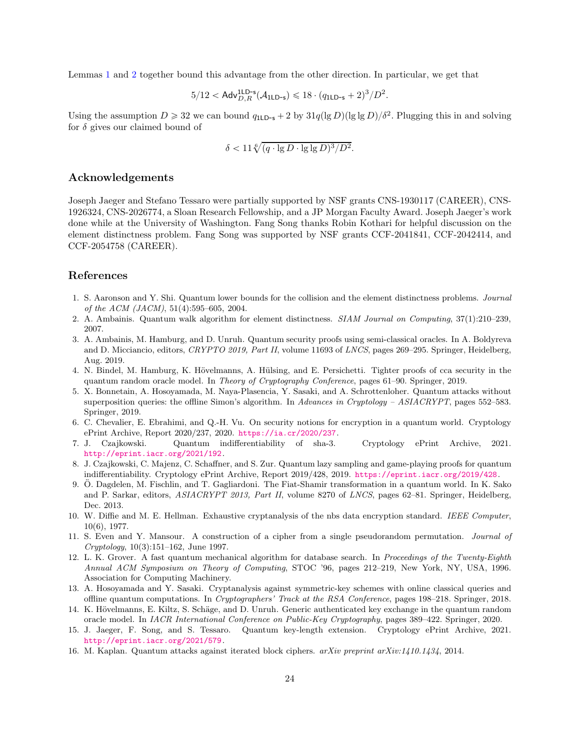Lemmas 1 and 2 together bound this advantage from the other direction. In particular, we get that

$$5/12 < \mathsf{Adv}^{\mathsf{1LD\text{-}s}}_{D,R}(\mathcal{A}_{\mathsf{1LD\text{-}s}}) \leqslant 18 \cdot (q_{\mathsf{1LD\text{-}s}} + 2)^3/D^2.$$

Using the assumption $D \geqslant 32$ we can bound $q_{\mathsf{1LD\text{-}s}} + 2$ by $31q(\lg D)(\lg \lg D)/\delta^2$. Plugging this in and solving for $\delta$ gives our claimed bound of

$$\delta < 11\sqrt[6]{(q \cdot \lg D \cdot \lg \lg D)^3/D^2}.$$

## Acknowledgements

Joseph Jaeger and Stefano Tessaro were partially supported by NSF grants CNS-1930117 (CAREER), CNS-1926324, CNS-2026774, a Sloan Research Fellowship, and a JP Morgan Faculty Award. Joseph Jaeger's work done while at the University of Washington. Fang Song thanks Robin Kothari for helpful discussion on the element distinctness problem. Fang Song was supported by NSF grants CCF-2041841, CCF-2042414, and CCF-2054758 (CAREER).

## References

1. S. Aaronson and Y. Shi. Quantum lower bounds for the collision and the element distinctness problems. *Journal of the ACM (JACM)*, 51(4):595–605, 2004.
2. A. Ambainis. Quantum walk algorithm for element distinctness. *SIAM Journal on Computing*, 37(1):210–239, 2007.
3. A. Ambainis, M. Hamburg, and D. Unruh. Quantum security proofs using semi-classical oracles. In A. Boldyreva and D. Micciancio, editors, *CRYPTO 2019, Part II*, volume 11693 of *LNCS*, pages 269–295. Springer, Heidelberg, Aug. 2019.
4. N. Bindel, M. Hamburg, K. Hövelmanns, A. Hülsing, and E. Persichetti. Tighter proofs of cca security in the quantum random oracle model. In *Theory of Cryptography Conference*, pages 61–90. Springer, 2019.
5. X. Bonnetain, A. Hosoyamada, M. Naya-Plasencia, Y. Sasaki, and A. Schrottenloher. Quantum attacks without superposition queries: the offline Simon's algorithm. In *Advances in Cryptology – ASIACRYPT*, pages 552–583. Springer, 2019.
6. C. Chevalier, E. Ebrahimi, and Q.-H. Vu. On security notions for encryption in a quantum world. Cryptology ePrint Archive, Report 2020/237, 2020. https://ia.cr/2020/237.
7. J. Czajkowski. Quantum indifferentiability of sha-3. Cryptology ePrint Archive, 2021. http://eprint.iacr.org/2021/192.
8. J. Czajkowski, C. Majenz, C. Schaffner, and S. Zur. Quantum lazy sampling and game-playing proofs for quantum indifferentiability. Cryptology ePrint Archive, Report 2019/428, 2019. https://eprint.iacr.org/2019/428.
9. Ö. Dagdelen, M. Fischlin, and T. Gagliardoni. The Fiat-Shamir transformation in a quantum world. In K. Sako and P. Sarkar, editors, *ASIACRYPT 2013, Part II*, volume 8270 of *LNCS*, pages 62–81. Springer, Heidelberg, Dec. 2013.
10. W. Diffie and M. E. Hellman. Exhaustive cryptanalysis of the nbs data encryption standard. *IEEE Computer*, 10(6), 1977.
11. S. Even and Y. Mansour. A construction of a cipher from a single pseudorandom permutation. *Journal of Cryptology*, 10(3):151–162, June 1997.
12. L. K. Grover. A fast quantum mechanical algorithm for database search. In *Proceedings of the Twenty-Eighth Annual ACM Symposium on Theory of Computing*, STOC '96, pages 212–219, New York, NY, USA, 1996. Association for Computing Machinery.
13. A. Hosoyamada and Y. Sasaki. Cryptanalysis against symmetric-key schemes with online classical queries and offline quantum computations. In *Cryptographers' Track at the RSA Conference*, pages 198–218. Springer, 2018.
14. K. Hövelmanns, E. Kiltz, S. Schäge, and D. Unruh. Generic authenticated key exchange in the quantum random oracle model. In *IACR International Conference on Public-Key Cryptography*, pages 389–422. Springer, 2020.
15. J. Jaeger, F. Song, and S. Tessaro. Quantum key-length extension. Cryptology ePrint Archive, 2021. http://eprint.iacr.org/2021/579.
16. M. Kaplan. Quantum attacks against iterated block ciphers. *arXiv preprint arXiv:1410.1434*, 2014.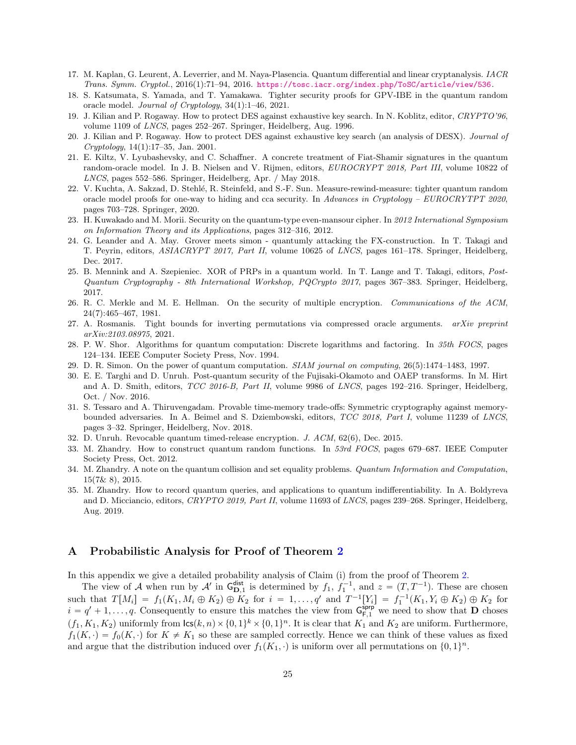17. M. Kaplan, G. Leurent, A. Leverrier, and M. Naya-Plasencia. Quantum differential and linear cryptanalysis. *IACR Trans. Symm. Cryptol.*, 2016(1):71–94, 2016. https://tosc.iacr.org/index.php/ToSC/article/view/536.
18. S. Katsumata, S. Yamada, and T. Yamakawa. Tighter security proofs for GPV-IBE in the quantum random oracle model. *Journal of Cryptology*, 34(1):1–46, 2021.
19. J. Kilian and P. Rogaway. How to protect DES against exhaustive key search. In N. Koblitz, editor, *CRYPTO'96*, volume 1109 of *LNCS*, pages 252–267. Springer, Heidelberg, Aug. 1996.
20. J. Kilian and P. Rogaway. How to protect DES against exhaustive key search (an analysis of DESX). *Journal of Cryptology*, 14(1):17–35, Jan. 2001.
21. E. Kiltz, V. Lyubashevsky, and C. Schaffner. A concrete treatment of Fiat-Shamir signatures in the quantum random-oracle model. In J. B. Nielsen and V. Rijmen, editors, *EUROCRYPT 2018, Part III*, volume 10822 of *LNCS*, pages 552–586. Springer, Heidelberg, Apr. / May 2018.
22. V. Kuchta, A. Sakzad, D. Stehlé, R. Steinfeld, and S.-F. Sun. Measure-rewind-measure: tighter quantum random oracle model proofs for one-way to hiding and cca security. In *Advances in Cryptology – EUROCRYTPT 2020*, pages 703–728. Springer, 2020.
23. H. Kuwakado and M. Morii. Security on the quantum-type even-mansour cipher. In *2012 International Symposium on Information Theory and its Applications*, pages 312–316, 2012.
24. G. Leander and A. May. Grover meets simon - quantumly attacking the FX-construction. In T. Takagi and T. Peyrin, editors, *ASIACRYPT 2017, Part II*, volume 10625 of *LNCS*, pages 161–178. Springer, Heidelberg, Dec. 2017.
25. B. Mennink and A. Szepieniec. XOR of PRPs in a quantum world. In T. Lange and T. Takagi, editors, *Post-Quantum Cryptography - 8th International Workshop, PQCrypto 2017*, pages 367–383. Springer, Heidelberg, 2017.
26. R. C. Merkle and M. E. Hellman. On the security of multiple encryption. *Communications of the ACM*, 24(7):465–467, 1981.
27. A. Rosmanis. Tight bounds for inverting permutations via compressed oracle arguments. *arXiv preprint arXiv:2103.08975*, 2021.
28. P. W. Shor. Algorithms for quantum computation: Discrete logarithms and factoring. In *35th FOCS*, pages 124–134. IEEE Computer Society Press, Nov. 1994.
29. D. R. Simon. On the power of quantum computation. *SIAM journal on computing*, 26(5):1474–1483, 1997.
30. E. E. Targhi and D. Unruh. Post-quantum security of the Fujisaki-Okamoto and OAEP transforms. In M. Hirt and A. D. Smith, editors, *TCC 2016-B, Part II*, volume 9986 of *LNCS*, pages 192–216. Springer, Heidelberg, Oct. / Nov. 2016.
31. S. Tessaro and A. Thiruvengadam. Provable time-memory trade-offs: Symmetric cryptography against memory-bounded adversaries. In A. Beimel and S. Dziembowski, editors, *TCC 2018, Part I*, volume 11239 of *LNCS*, pages 3–32. Springer, Heidelberg, Nov. 2018.
32. D. Unruh. Revocable quantum timed-release encryption. *J. ACM*, 62(6), Dec. 2015.
33. M. Zhandry. How to construct quantum random functions. In *53rd FOCS*, pages 679–687. IEEE Computer Society Press, Oct. 2012.
34. M. Zhandry. A note on the quantum collision and set equality problems. *Quantum Information and Computation*, 15(7& 8), 2015.
35. M. Zhandry. How to record quantum queries, and applications to quantum indifferentiability. In A. Boldyreva and D. Micciancio, editors, *CRYPTO 2019, Part II*, volume 11693 of *LNCS*, pages 239–268. Springer, Heidelberg, Aug. 2019.

## A Probabilistic Analysis for Proof of Theorem 2

In this appendix we give a detailed probability analysis of Claim (i) from the proof of Theorem 2.

The view of $\mathcal{A}$ when run by $\mathcal{A}'$ in $\mathsf{G}^{\mathsf{dist}}_{\mathbf{D},1}$ is determined by $f_1$, $f_1^{-1}$, and $z = (T, T^{-1})$. These are chosen such that $T[M_i] = f_1(K_1, M_i \oplus K_2) \oplus K_2$ for $i = 1, \ldots, q'$ and $T^{-1}[Y_i] = f_1^{-1}(K_1, Y_i \oplus K_2) \oplus K_2$ for $i = q'+1, \ldots, q$. Consequently to ensure this matches the view from $\mathsf{G}^{\mathsf{sprp}}_{\mathsf{F},1}$ we need to show that $\mathbf{D}$ choses $(f_1, K_1, K_2)$ uniformly from $\mathsf{lcs}(k,n) \times \{0,1\}^k \times \{0,1\}^n$. It is clear that $K_1$ and $K_2$ are uniform. Furthermore, $f_1(K, \cdot) = f_0(K, \cdot)$ for $K \neq K_1$ so these are sampled correctly. Hence we can think of these values as fixed and argue that the distribution induced over $f_1(K_1, \cdot)$ is uniform over all permutations on $\{0,1\}^n$.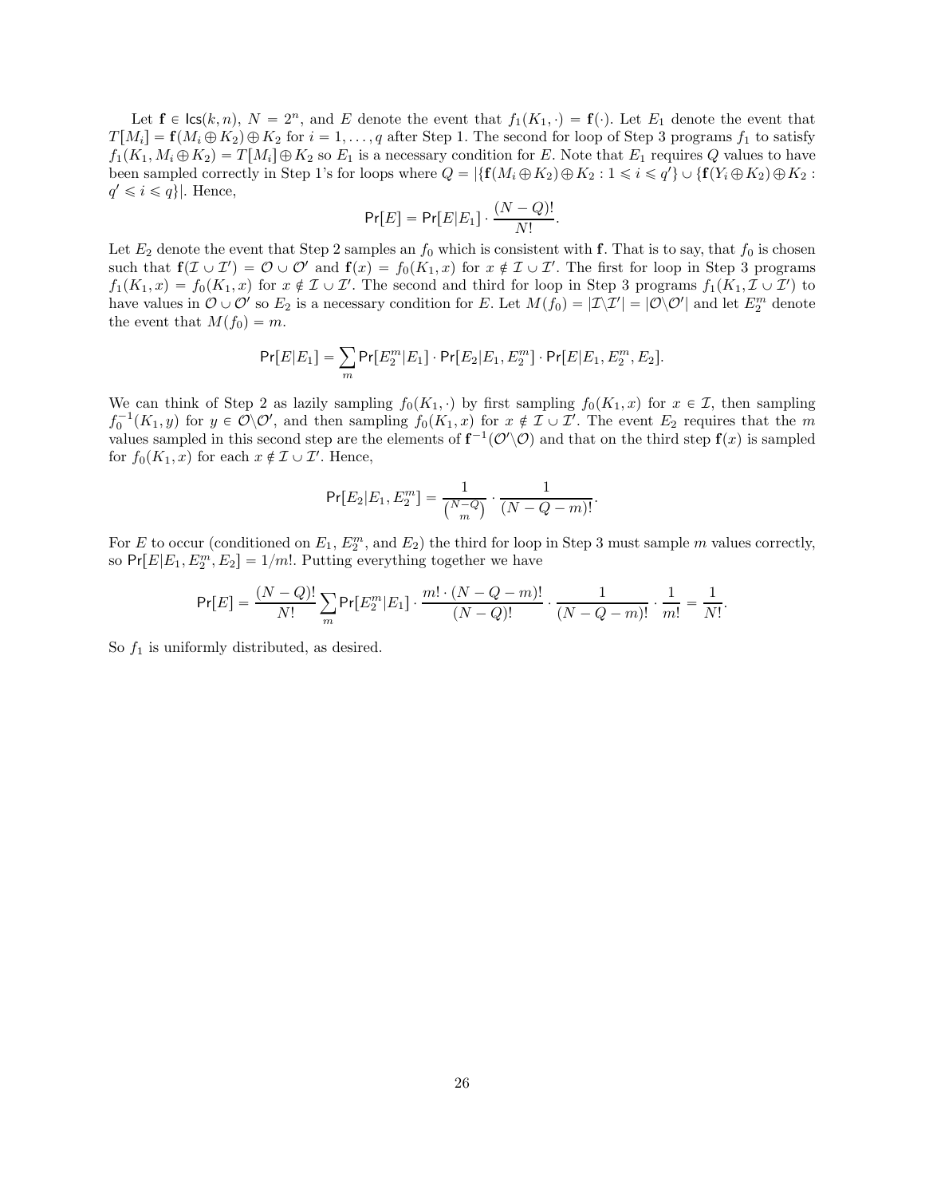Let $\mathbf{f} \in \mathsf{lcs}(k, n)$, $N = 2^n$, and $E$ denote the event that $f_1(K_1, \cdot) = \mathbf{f}(\cdot)$. Let $E_1$ denote the event that $T[M_i] = \mathbf{f}(M_i \oplus K_2) \oplus K_2$ for $i = 1, \ldots, q$ after Step 1. The second for loop of Step 3 programs $f_1$ to satisfy $f_1(K_1, M_i \oplus K_2) = T[M_i] \oplus K_2$ so $E_1$ is a necessary condition for $E$. Note that $E_1$ requires $Q$ values to have been sampled correctly in Step 1's for loops where $Q = |\{\mathbf{f}(M_i \oplus K_2) \oplus K_2 : 1 \leqslant i \leqslant q'\} \cup \{\mathbf{f}(Y_i \oplus K_2) \oplus K_2 : q' \leqslant i \leqslant q\}|$. Hence,

$$\Pr[E] = \Pr[E|E_1] \cdot \frac{(N-Q)!}{N!}.$$

Let $E_2$ denote the event that Step 2 samples an $f_0$ which is consistent with $\mathbf{f}$. That is to say, that $f_0$ is chosen such that $\mathbf{f}(\mathcal{I} \cup \mathcal{I}') = \mathcal{O} \cup \mathcal{O}'$ and $\mathbf{f}(x) = f_0(K_1, x)$ for $x \notin \mathcal{I} \cup \mathcal{I}'$. The first for loop in Step 3 programs $f_1(K_1, x) = f_0(K_1, x)$ for $x \notin \mathcal{I} \cup \mathcal{I}'$. The second and third for loop in Step 3 programs $f_1(K_1, \mathcal{I} \cup \mathcal{I}')$ to have values in $\mathcal{O} \cup \mathcal{O}'$ so $E_2$ is a necessary condition for $E$. Let $M(f_0) = |\mathcal{I} \backslash \mathcal{I}'| = |\mathcal{O} \backslash \mathcal{O}'|$ and let $E_2^m$ denote the event that $M(f_0) = m$.

$$\Pr[E|E_1] = \sum_m \Pr[E_2^m|E_1] \cdot \Pr[E_2|E_1, E_2^m] \cdot \Pr[E|E_1, E_2^m, E_2].$$

We can think of Step 2 as lazily sampling $f_0(K_1, \cdot)$ by first sampling $f_0(K_1, x)$ for $x \in \mathcal{I}$, then sampling $f_0^{-1}(K_1, y)$ for $y \in \mathcal{O} \backslash \mathcal{O}'$, and then sampling $f_0(K_1, x)$ for $x \notin \mathcal{I} \cup \mathcal{I}'$. The event $E_2$ requires that the $m$ values sampled in this second step are the elements of $\mathbf{f}^{-1}(\mathcal{O}' \backslash \mathcal{O})$ and that on the third step $\mathbf{f}(x)$ is sampled for $f_0(K_1, x)$ for each $x \notin \mathcal{I} \cup \mathcal{I}'$. Hence,

$$\Pr[E_2|E_1, E_2^m] = \frac{1}{\binom{N-Q}{m}} \cdot \frac{1}{(N-Q-m)!}.$$

For $E$ to occur (conditioned on $E_1$, $E_2^m$, and $E_2$) the third for loop in Step 3 must sample $m$ values correctly, so $\Pr[E|E_1, E_2^m, E_2] = 1/m!$. Putting everything together we have

$$\Pr[E] = \frac{(N-Q)!}{N!} \sum_m \Pr[E_2^m|E_1] \cdot \frac{m! \cdot (N-Q-m)!}{(N-Q)!} \cdot \frac{1}{(N-Q-m)!} \cdot \frac{1}{m!} = \frac{1}{N!}.$$

So $f_1$ is uniformly distributed, as desired.